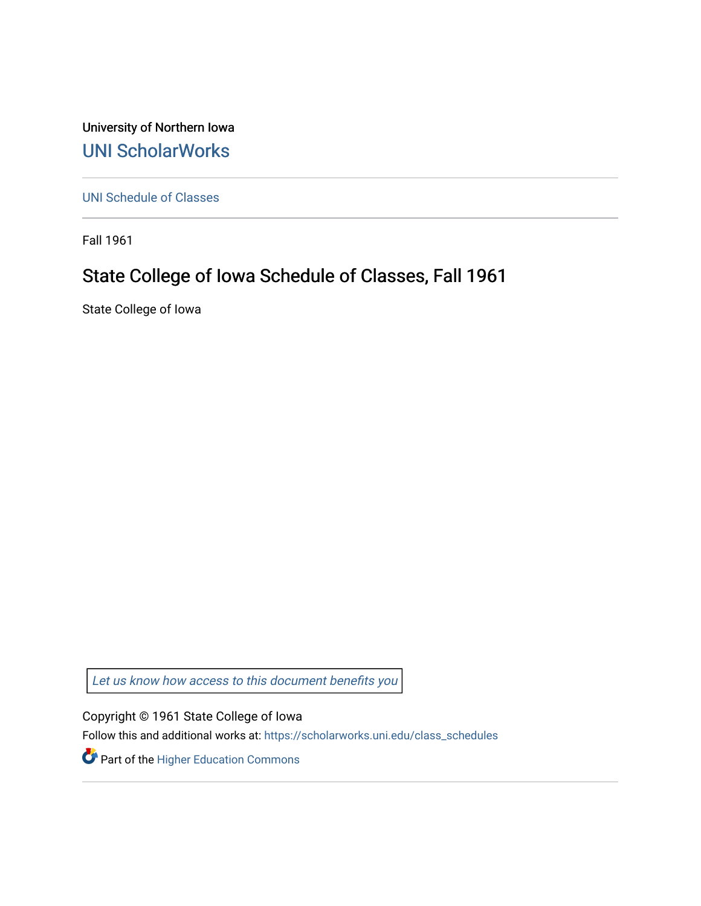University of Northern Iowa

## UNI ScholarWorks

UNI Schedule of Classes

Fall 1961

# State College of Iowa Schedule of Classes, Fall 1961

State College of Iowa

*Let us know how access to this document benefits you*

Copyright © 1961 State College of Iowa

Follow this and additional works at: https://scholarworks.uni.edu/class_schedules

Part of the Higher Education Commons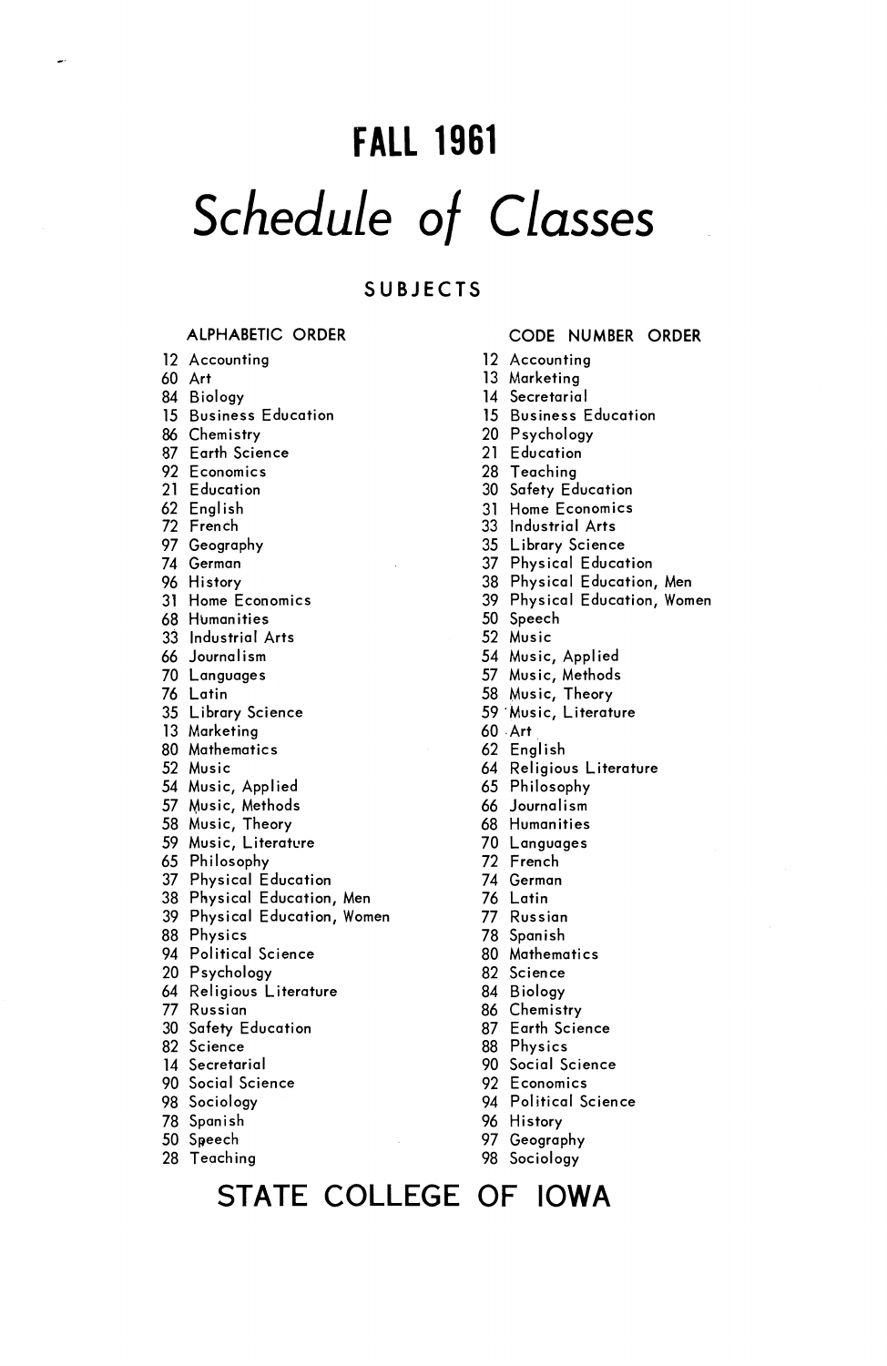# FALL 1961

# *Schedule of Classes*

## SUBJECTS

### ALPHABETIC ORDER

12 Accounting
60 Art
84 Biology
15 Business Education
86 Chemistry
87 Earth Science
92 Economics
21 Education
62 English
72 French
97 Geography
74 German
96 History
31 Home Economics
68 Humanities
33 Industrial Arts
66 Journalism
70 Languages
76 Latin
35 Library Science
13 Marketing
80 Mathematics
52 Music
54 Music, Applied
57 Music, Methods
58 Music, Theory
59 Music, Literature
65 Philosophy
37 Physical Education
38 Physical Education, Men
39 Physical Education, Women
88 Physics
94 Political Science
20 Psychology
64 Religious Literature
77 Russian
30 Safety Education
82 Science
14 Secretarial
90 Social Science
98 Sociology
78 Spanish
50 Speech
28 Teaching

### CODE NUMBER ORDER

12 Accounting
13 Marketing
14 Secretarial
15 Business Education
20 Psychology
21 Education
28 Teaching
30 Safety Education
31 Home Economics
33 Industrial Arts
35 Library Science
37 Physical Education
38 Physical Education, Men
39 Physical Education, Women
50 Speech
52 Music
54 Music, Applied
57 Music, Methods
58 Music, Theory
59 Music, Literature
60 Art
62 English
64 Religious Literature
65 Philosophy
66 Journalism
68 Humanities
70 Languages
72 French
74 German
76 Latin
77 Russian
78 Spanish
80 Mathematics
82 Science
84 Biology
86 Chemistry
87 Earth Science
88 Physics
90 Social Science
92 Economics
94 Political Science
96 History
97 Geography
98 Sociology

## STATE COLLEGE OF IOWA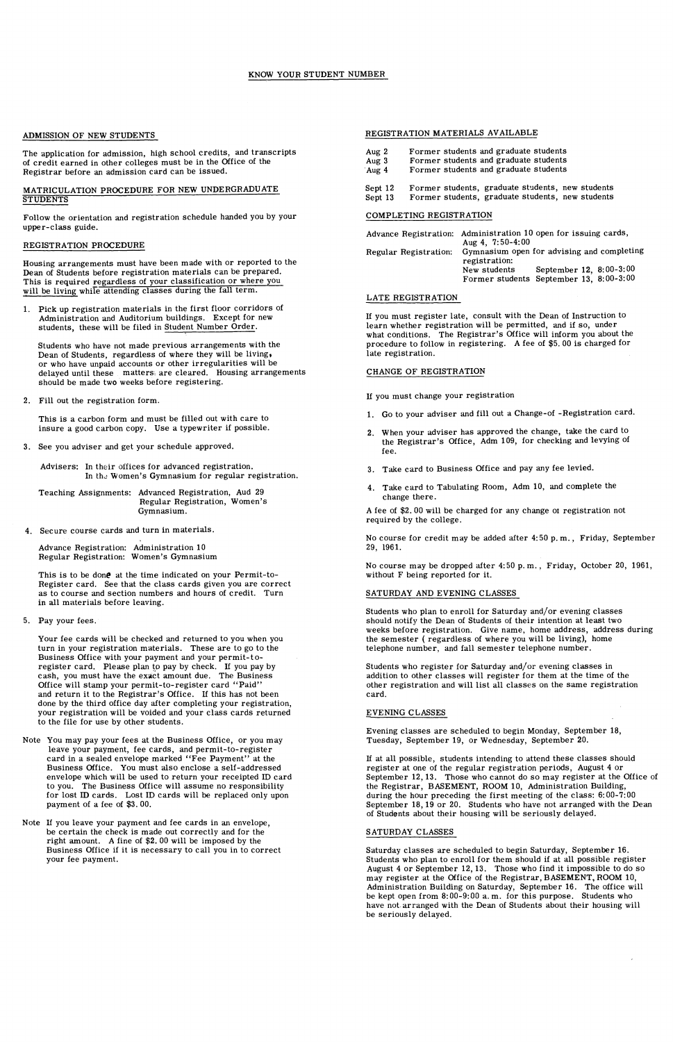# KNOW YOUR STUDENT NUMBER

## ADMISSION OF NEW STUDENTS

The application for admission, high school credits, and transcripts of credit earned in other colleges must be in the Office of the Registrar before an admission card can be issued.

## MATRICULATION PROCEDURE FOR NEW UNDERGRADUATE STUDENTS

Follow the orientation and registration schedule handed you by your upper-class guide.

## REGISTRATION PROCEDURE

Housing arrangements must have been made with or reported to the Dean of Students before registration materials can be prepared. This is required regardless of your classification or where you will be living while attending classes during the fall term.

1. Pick up registration materials in the first floor corridors of Administration and Auditorium buildings. Except for new students, these will be filed in Student Number Order.

   Students who have not made previous arrangements with the Dean of Students, regardless of where they will be living, or who have unpaid accounts or other irregularities will be delayed until these matters are cleared. Housing arrangements should be made two weeks before registering.

2. Fill out the registration form.

   This is a carbon form and must be filled out with care to insure a good carbon copy. Use a typewriter if possible.

3. See you adviser and get your schedule approved.

   Advisers: In their offices for advanced registration.
   In the Women's Gymnasium for regular registration.

   Teaching Assignments: Advanced Registration, Aud 29
   Regular Registration, Women's Gymnasium.

4. Secure course cards and turn in materials.

   Advance Registration: Administration 10
   Regular Registration: Women's Gymnasium

   This is to be done at the time indicated on your Permit-to-Register card. See that the class cards given you are correct as to course and section numbers and hours of credit. Turn in all materials before leaving.

5. Pay your fees.

   Your fee cards will be checked and returned to you when you turn in your registration materials. These are to go to the Business Office with your payment and your permit-to-register card. Please plan to pay by check. If you pay by cash, you must have the exact amount due. The Business Office will stamp your permit-to-register card "Paid" and return it to the Registrar's Office. If this has not been done by the third office day after completing your registration, your registration will be voided and your class cards returned to the file for use by other students.

Note You may pay your fees at the Business Office, or you may leave your payment, fee cards, and permit-to-register card in a sealed envelope marked "Fee Payment" at the Business Office. You must also enclose a self-addressed envelope which will be used to return your receipted ID card to you. The Business Office will assume no responsibility for lost ID cards. Lost ID cards will be replaced only upon payment of a fee of $3.00.

Note If you leave your payment and fee cards in an envelope, be certain the check is made out correctly and for the right amount. A fine of $2.00 will be imposed by the Business Office if it is necessary to call you in to correct your fee payment.

## REGISTRATION MATERIALS AVAILABLE

| | |
|---|---|
| Aug 2 | Former students and graduate students |
| Aug 3 | Former students and graduate students |
| Aug 4 | Former students and graduate students |
| Sept 12 | Former students, graduate students, new students |
| Sept 13 | Former students, graduate students, new students |

## COMPLETING REGISTRATION

Advance Registration: Administration 10 open for issuing cards, Aug 4, 7:50-4:00

Regular Registration: Gymnasium open for advising and completing registration:
New students September 12, 8:00-3:00
Former students September 13, 8:00-3:00

## LATE REGISTRATION

If you must register late, consult with the Dean of Instruction to learn whether registration will be permitted, and if so, under what conditions. The Registrar's Office will inform you about the procedure to follow in registering. A fee of $5.00 is charged for late registration.

## CHANGE OF REGISTRATION

If you must change your registration

1. Go to your adviser and fill out a Change-of -Registration card.
2. When your adviser has approved the change, take the card to the Registrar's Office, Adm 109, for checking and levying of fee.
3. Take card to Business Office and pay any fee levied.
4. Take card to Tabulating Room, Adm 10, and complete the change there.

A fee of $2.00 will be charged for any change of registration not required by the college.

No course for credit may be added after 4:50 p.m., Friday, September 29, 1961.

No course may be dropped after 4:50 p.m., Friday, October 20, 1961, without F being reported for it.

## SATURDAY AND EVENING CLASSES

Students who plan to enroll for Saturday and/or evening classes should notify the Dean of Students of their intention at least two weeks before registration. Give name, home address, address during the semester ( regardless of where you will be living), home telephone number, and fall semester telephone number.

Students who register for Saturday and/or evening classes in addition to other classes will register for them at the time of the other registration and will list all classes on the same registration card.

## EVENING CLASSES

Evening classes are scheduled to begin Monday, September 18, Tuesday, September 19, or Wednesday, September 20.

If at all possible, students intending to attend these classes should register at one of the regular registration periods, August 4 or September 12, 13. Those who cannot do so may register at the Office of the Registrar, BASEMENT, ROOM 10, Administration Building, during the hour preceding the first meeting of the class: 6:00-7:00 September 18, 19 or 20. Students who have not arranged with the Dean of Students about their housing will be seriously delayed.

## SATURDAY CLASSES

Saturday classes are scheduled to begin Saturday, September 16. Students who plan to enroll for them should if at all possible register August 4 or September 12, 13. Those who find it impossible to do so may register at the Office of the Registrar, BASEMENT, ROOM 10, Administration Building on Saturday, September 16. The office will be kept open from 8:00-9:00 a.m. for this purpose. Students who have not arranged with the Dean of Students about their housing will be seriously delayed.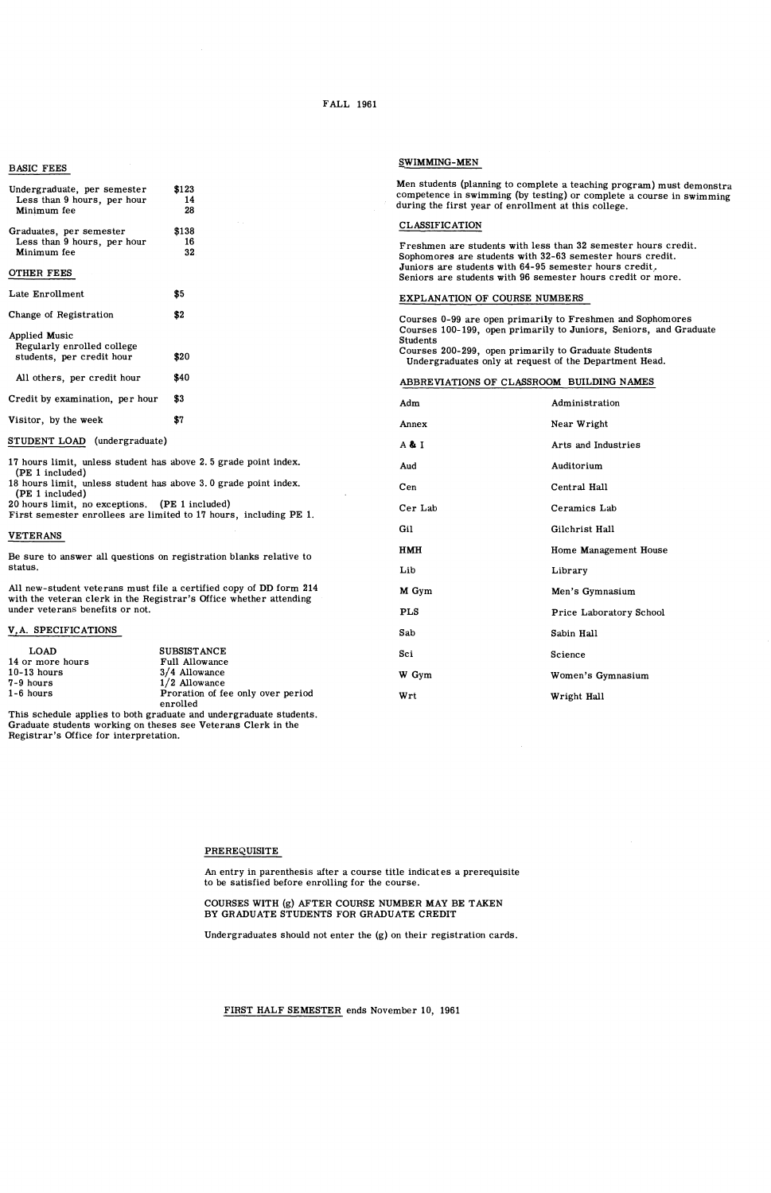FALL 1961

## BASIC FEES

| | |
|---|---|
| Undergraduate, per semester | $123 |
| Less than 9 hours, per hour | 14 |
| Minimum fee | 28 |
| Graduates, per semester | $138 |
| Less than 9 hours, per hour | 16 |
| Minimum fee | 32 |

## OTHER FEES

| | |
|---|---|
| Late Enrollment | $5 |
| Change of Registration | $2 |
| Applied Music | |
| Regularly enrolled college students, per credit hour | $20 |
| All others, per credit hour | $40 |
| Credit by examination, per hour | $3 |
| Visitor, by the week | $7 |

## STUDENT LOAD (undergraduate)

17 hours limit, unless student has above 2.5 grade point index. (PE 1 included)
18 hours limit, unless student has above 3.0 grade point index. (PE 1 included)
20 hours limit, no exceptions. (PE 1 included)
First semester enrollees are limited to 17 hours, including PE 1.

## VETERANS

Be sure to answer all questions on registration blanks relative to status.

All new-student veterans must file a certified copy of DD form 214 with the veteran clerk in the Registrar's Office whether attending under veterans benefits or not.

## V.A. SPECIFICATIONS

| LOAD | SUBSISTANCE |
|---|---|
| 14 or more hours | Full Allowance |
| 10-13 hours | 3/4 Allowance |
| 7-9 hours | 1/2 Allowance |
| 1-6 hours | Proration of fee only over period enrolled |

This schedule applies to both graduate and undergraduate students. Graduate students working on theses see Veterans Clerk in the Registrar's Office for interpretation.

## SWIMMING-MEN

Men students (planning to complete a teaching program) must demonstra competence in swimming (by testing) or complete a course in swimming during the first year of enrollment at this college.

## CLASSIFICATION

Freshmen are students with less than 32 semester hours credit.
Sophomores are students with 32-63 semester hours credit.
Juniors are students with 64-95 semester hours credit.
Seniors are students with 96 semester hours credit or more.

## EXPLANATION OF COURSE NUMBERS

Courses 0-99 are open primarily to Freshmen and Sophomores
Courses 100-199, open primarily to Juniors, Seniors, and Graduate Students
Courses 200-299, open primarily to Graduate Students
Undergraduates only at request of the Department Head.

## ABBREVIATIONS OF CLASSROOM BUILDING NAMES

| | |
|---|---|
| Adm | Administration |
| Annex | Near Wright |
| A & I | Arts and Industries |
| Aud | Auditorium |
| Cen | Central Hall |
| Cer Lab | Ceramics Lab |
| Gil | Gilchrist Hall |
| HMH | Home Management House |
| Lib | Library |
| M Gym | Men's Gymnasium |
| PLS | Price Laboratory School |
| Sab | Sabin Hall |
| Sci | Science |
| W Gym | Women's Gymnasium |
| Wrt | Wright Hall |

## PREREQUISITE

An entry in parenthesis after a course title indicates a prerequisite to be satisfied before enrolling for the course.

COURSES WITH (g) AFTER COURSE NUMBER MAY BE TAKEN BY GRADUATE STUDENTS FOR GRADUATE CREDIT

Undergraduates should not enter the (g) on their registration cards.

FIRST HALF SEMESTER ends November 10, 1961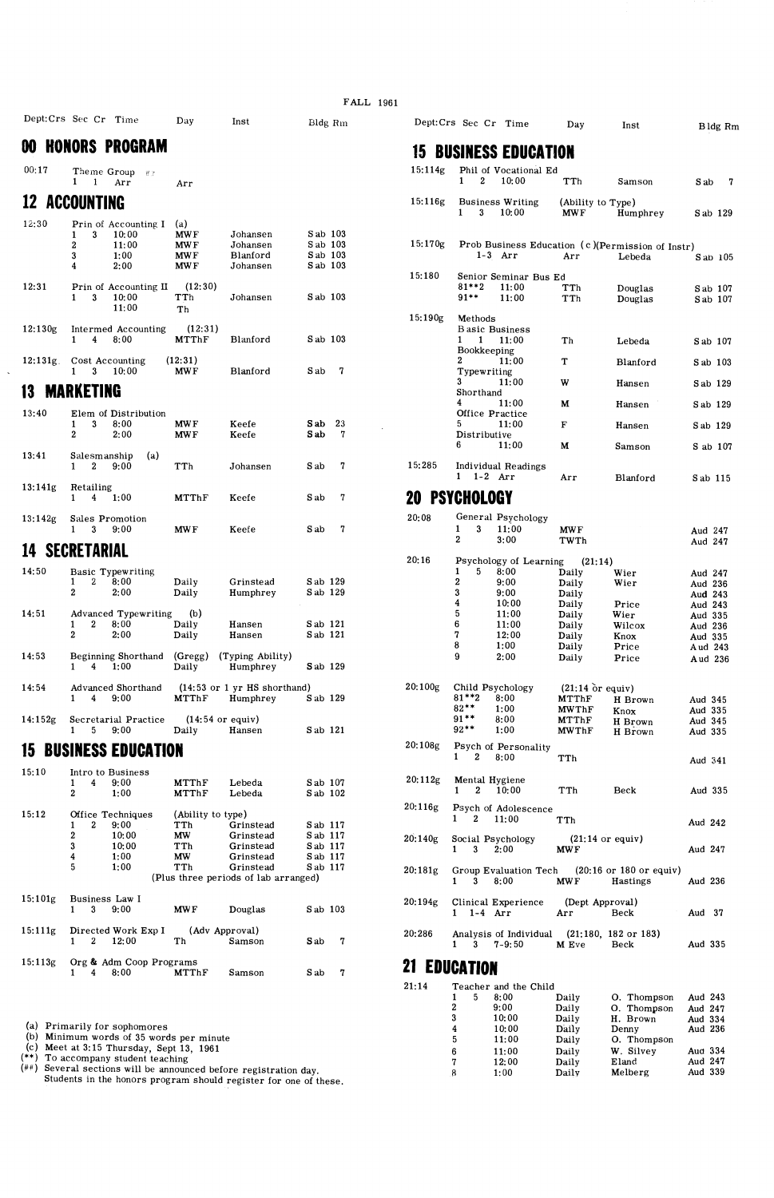FALL 1961

| Dept:Crs | Sec | Cr | Time | Day | Inst | Bldg Rm |
|---|---|---|---|---|---|---|

## 00 HONORS PROGRAM

| Dept:Crs | Sec | Cr | Time | Day | Inst | Bldg Rm |
|---|---|---|---|---|---|---|
| 00:17 | Theme Group ## | | | | | |
| | 1 | 1 | Arr | Arr | | |

## 12 ACCOUNTING

| Dept:Crs | Sec | Cr | Time | Day | Inst | Bldg Rm |
|---|---|---|---|---|---|---|
| 12:30 | Prin of Accounting I (a) | | | | | |
| | 1 | 3 | 10:00 | MWF | Johansen | Sab 103 |
| | 2 | | 11:00 | MWF | Johansen | Sab 103 |
| | 3 | | 1:00 | MWF | Blanford | Sab 103 |
| | 4 | | 2:00 | MWF | Johansen | Sab 103 |
| 12:31 | Prin of Accounting II (12:30) | | | | | |
| | 1 | 3 | 10:00 | TTh | Johansen | Sab 103 |
| | | | 11:00 | Th | | |
| 12:130g | Intermed Accounting (12:31) | | | | | |
| | 1 | 4 | 8:00 | MTThF | Blanford | Sab 103 |
| 12:131g | Cost Accounting (12:31) | | | | | |
| | 1 | 3 | 10:00 | MWF | Blanford | Sab 7 |

## 13 MARKETING

| Dept:Crs | Sec | Cr | Time | Day | Inst | Bldg Rm |
|---|---|---|---|---|---|---|
| 13:40 | Elem of Distribution | | | | | |
| | 1 | 3 | 8:00 | MWF | Keefe | Sab 23 |
| | 2 | | 2:00 | MWF | Keefe | Sab 7 |
| 13:41 | Salesmanship (a) | | | | | |
| | 1 | 2 | 9:00 | TTh | Johansen | Sab 7 |
| 13:141g | Retailing | | | | | |
| | 1 | 4 | 1:00 | MTThF | Keefe | Sab 7 |
| 13:142g | Sales Promotion | | | | | |
| | 1 | 3 | 9:00 | MWF | Keefe | Sab 7 |

## 14 SECRETARIAL

| Dept:Crs | Sec | Cr | Time | Day | Inst | Bldg Rm |
|---|---|---|---|---|---|---|
| 14:50 | Basic Typewriting | | | | | |
| | 1 | 2 | 8:00 | Daily | Grinstead | Sab 129 |
| | 2 | | 2:00 | Daily | Humphrey | Sab 129 |
| 14:51 | Advanced Typewriting (b) | | | | | |
| | 1 | 2 | 8:00 | Daily | Hansen | Sab 121 |
| | 2 | | 2:00 | Daily | Hansen | Sab 121 |
| 14:53 | Beginning Shorthand (Gregg) (Typing Ability) | | | | | |
| | 1 | 4 | 1:00 | Daily | Humphrey | Sab 129 |
| 14:54 | Advanced Shorthand (14:53 or 1 yr HS shorthand) | | | | | |
| | 1 | 4 | 9:00 | MTThF | Humphrey | Sab 129 |
| 14:152g | Secretarial Practice (14:54 or equiv) | | | | | |
| | 1 | 5 | 9:00 | Daily | Hansen | Sab 121 |

## 15 BUSINESS EDUCATION

| Dept:Crs | Sec | Cr | Time | Day | Inst | Bldg Rm |
|---|---|---|---|---|---|---|
| 15:10 | Intro to Business | | | | | |
| | 1 | 4 | 9:00 | MTThF | Lebeda | Sab 107 |
| | 2 | | 1:00 | MTThF | Lebeda | Sab 102 |
| 15:12 | Office Techniques (Ability to type) | | | | | |
| | 1 | 2 | 9:00 | TTh | Grinstead | Sab 117 |
| | 2 | | 10:00 | MW | Grinstead | Sab 117 |
| | 3 | | 10:00 | TTh | Grinstead | Sab 117 |
| | 4 | | 1:00 | MW | Grinstead | Sab 117 |
| | 5 | | 1:00 | TTh | Grinstead | Sab 117 |
| | (Plus three periods of lab arranged) | | | | | |
| 15:101g | Business Law I | | | | | |
| | 1 | 3 | 9:00 | MWF | Douglas | Sab 103 |
| 15:111g | Directed Work Exp I (Adv Approval) | | | | | |
| | 1 | 2 | 12:00 | Th | Samson | Sab 7 |
| 15:113g | Org & Adm Coop Programs | | | | | |
| | 1 | 4 | 8:00 | MTThF | Samson | Sab 7 |

(a) Primarily for sophomores
(b) Minimum words of 35 words per minute
(c) Meet at 3:15 Thursday, Sept 13, 1961
(**) To accompany student teaching
(##) Several sections will be announced before registration day. Students in the honors program should register for one of these.

## 15 BUSINESS EDUCATION

| Dept:Crs | Sec | Cr | Time | Day | Inst | Bldg Rm |
|---|---|---|---|---|---|---|
| 15:114g | Phil of Vocational Ed | | | | | |
| | 1 | 2 | 10:00 | TTh | Samson | Sab 7 |
| 15:116g | Business Writing (Ability to Type) | | | | | |
| | 1 | 3 | 10:00 | MWF | Humphrey | Sab 129 |
| 15:170g | Prob Business Education (c)(Permission of Instr) | | | | | |
| | | 1-3 | Arr | Arr | Lebeda | Sab 105 |
| 15:180 | Senior Seminar Bus Ed | | | | | |
| | 81**2 | | 11:00 | TTh | Douglas | Sab 107 |
| | 91** | | 11:00 | TTh | Douglas | Sab 107 |
| 15:190g | Methods | | | | | |
| | Basic Business | | | | | |
| | 1 | 1 | 11:00 | Th | Lebeda | Sab 107 |
| | Bookkeeping | | | | | |
| | 2 | | 11:00 | T | Blanford | Sab 103 |
| | Typewriting | | | | | |
| | 3 | | 11:00 | W | Hansen | Sab 129 |
| | Shorthand | | | | | |
| | 4 | | 11:00 | M | Hansen | Sab 129 |
| | Office Practice | | | | | |
| | 5 | | 11:00 | F | Hansen | Sab 129 |
| | Distributive | | | | | |
| | 6 | | 11:00 | M | Samson | Sab 107 |
| 15:285 | Individual Readings | | | | | |
| | 1 | 1-2 | Arr | Arr | Blanford | Sab 115 |

## 20 PSYCHOLOGY

| Dept:Crs | Sec | Cr | Time | Day | Inst | Bldg Rm |
|---|---|---|---|---|---|---|
| 20:08 | General Psychology | | | | | |
| | 1 | 3 | 11:00 | MWF | | Aud 247 |
| | 2 | | 3:00 | TWTh | | Aud 247 |
| 20:16 | Psychology of Learning (21:14) | | | | | |
| | 1 | 5 | 8:00 | Daily | Wier | Aud 247 |
| | 2 | | 9:00 | Daily | Wier | Aud 236 |
| | 3 | | 9:00 | Daily | | Aud 243 |
| | 4 | | 10:00 | Daily | Price | Aud 243 |
| | 5 | | 11:00 | Daily | Wier | Aud 335 |
| | 6 | | 11:00 | Daily | Wilcox | Aud 236 |
| | 7 | | 12:00 | Daily | Knox | Aud 335 |
| | 8 | | 1:00 | Daily | Price | Aud 243 |
| | 9 | | 2:00 | Daily | Price | Aud 236 |
| 20:100g | Child Psychology (21:14 or equiv) | | | | | |
| | 81**2 | | 8:00 | MTThF | H Brown | Aud 345 |
| | 82** | | 1:00 | MWThF | Knox | Aud 335 |
| | 91** | | 8:00 | MTThF | H Brown | Aud 345 |
| | 92** | | 1:00 | MWThF | H Brown | Aud 335 |
| 20:108g | Psych of Personality | | | | | |
| | 1 | 2 | 8:00 | TTh | | Aud 341 |
| 20:112g | Mental Hygiene | | | | | |
| | 1 | 2 | 10:00 | TTh | Beck | Aud 335 |
| 20:116g | Psych of Adolescence | | | | | |
| | 1 | 2 | 11:00 | TTh | | Aud 242 |
| 20:140g | Social Psychology (21:14 or equiv) | | | | | |
| | 1 | 3 | 2:00 | MWF | | Aud 247 |
| 20:181g | Group Evaluation Tech (20:16 or 180 or equiv) | | | | | |
| | 1 | 3 | 8:00 | MWF | Hastings | Aud 236 |
| 20:194g | Clinical Experience (Dept Approval) | | | | | |
| | 1 | 1-4 | Arr | Arr | Beck | Aud 37 |
| 20:286 | Analysis of Individual (21:180, 182 or 183) | | | | | |
| | 1 | 3 | 7-9:50 | M Eve | Beck | Aud 335 |

## 21 EDUCATION

| Dept:Crs | Sec | Cr | Time | Day | Inst | Bldg Rm |
|---|---|---|---|---|---|---|
| 21:14 | Teacher and the Child | | | | | |
| | 1 | 5 | 8:00 | Daily | O. Thompson | Aud 243 |
| | 2 | | 9:00 | Daily | O. Thompson | Aud 247 |
| | 3 | | 10:00 | Daily | H. Brown | Aud 334 |
| | 4 | | 10:00 | Daily | Denny | Aud 236 |
| | 5 | | 11:00 | Daily | O. Thompson | |
| | 6 | | 11:00 | Daily | W. Silvey | Aud 334 |
| | 7 | | 12:00 | Daily | Eland | Aud 247 |
| | 8 | | 1:00 | Daily | Melberg | Aud 339 |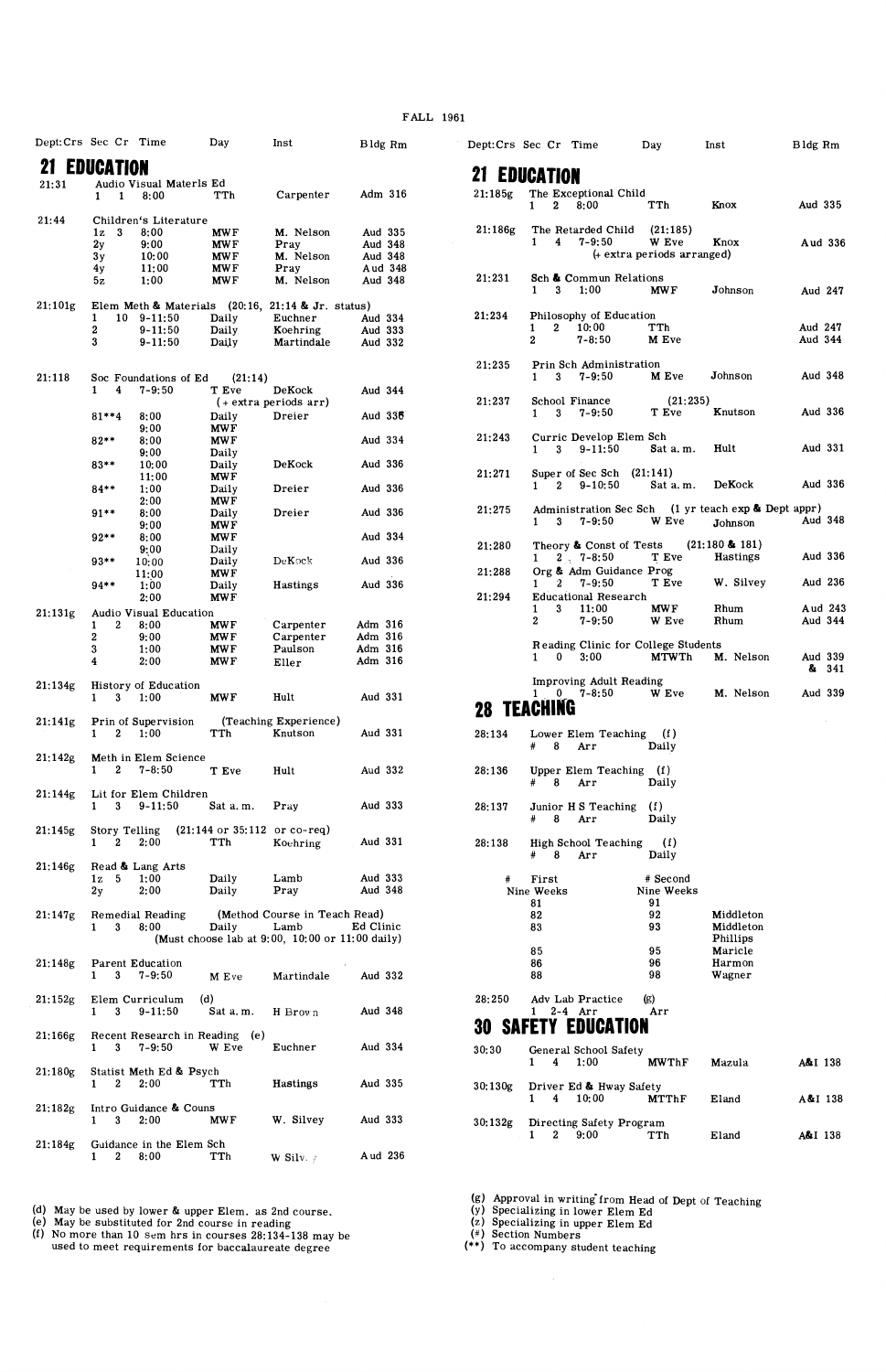FALL 1961

| Dept:Crs | Sec | Cr | Time | Day | Inst | Bldg Rm |
|---|---|---|---|---|---|---|

## 21 EDUCATION

| Dept:Crs | Sec | Cr | Time | Day | Inst | Bldg Rm |
|---|---|---|---|---|---|---|
| 21:31 | Audio Visual Materls Ed | | | | | |
| | 1 | 1 | 8:00 | TTh | Carpenter | Adm 316 |
| 21:44 | Children's Literature | | | | | |
| | 1z | 3 | 8:00 | MWF | M. Nelson | Aud 335 |
| | 2y | | 9:00 | MWF | Pray | Aud 348 |
| | 3y | | 10:00 | MWF | M. Nelson | Aud 348 |
| | 4y | | 11:00 | MWF | Pray | Aud 348 |
| | 5z | | 1:00 | MWF | M. Nelson | Aud 348 |
| 21:101g | Elem Meth & Materials (20:16, 21:14 & Jr. status) | | | | | |
| | 1 | 10 | 9-11:50 | Daily | Euchner | Aud 334 |
| | 2 | | 9-11:50 | Daily | Koehring | Aud 333 |
| | 3 | | 9-11:50 | Daily | Martindale | Aud 332 |
| 21:118 | Soc Foundations of Ed (21:14) | | | | | |
| | 1 | 4 | 7-9:50 | T Eve | DeKock | Aud 344 |
| | | | | (+ extra periods arr) | | |
| | 81** | 4 | 8:00 | Daily | Dreier | Aud 335 |
| | | | 9:00 | MWF | | |
| | 82** | | 8:00 | MWF | | Aud 334 |
| | | | 9:00 | Daily | | |
| | 83** | | 10:00 | Daily | DeKock | Aud 336 |
| | | | 11:00 | MWF | | |
| | 84** | | 1:00 | Daily | Dreier | Aud 336 |
| | | | 2:00 | MWF | | |
| | 91** | | 8:00 | Daily | Dreier | Aud 336 |
| | | | 9:00 | MWF | | |
| | 92** | | 8:00 | MWF | | Aud 334 |
| | | | 9:00 | Daily | | |
| | 93** | | 10:00 | Daily | DeKock | Aud 336 |
| | | | 11:00 | MWF | | |
| | 94** | | 1:00 | Daily | Hastings | Aud 336 |
| | | | 2:00 | MWF | | |
| 21:131g | Audio Visual Education | | | | | |
| | 1 | 2 | 8:00 | MWF | Carpenter | Adm 316 |
| | 2 | | 9:00 | MWF | Carpenter | Adm 316 |
| | 3 | | 1:00 | MWF | Paulson | Adm 316 |
| | 4 | | 2:00 | MWF | Eller | Adm 316 |
| 21:134g | History of Education | | | | | |
| | 1 | 3 | 1:00 | MWF | Hult | Aud 331 |
| 21:141g | Prin of Supervision (Teaching Experience) | | | | | |
| | 1 | 2 | 1:00 | TTh | Knutson | Aud 331 |
| 21:142g | Meth in Elem Science | | | | | |
| | 1 | 2 | 7-8:50 | T Eve | Hult | Aud 332 |
| 21:144g | Lit for Elem Children | | | | | |
| | 1 | 3 | 9-11:50 | Sat a.m. | Pray | Aud 333 |
| 21:145g | Story Telling (21:144 or 35:112 or co-req) | | | | | |
| | 1 | 2 | 2:00 | TTh | Koehring | Aud 331 |
| 21:146g | Read & Lang Arts | | | | | |
| | 1z | 5 | 1:00 | Daily | Lamb | Aud 333 |
| | 2y | | 2:00 | Daily | Pray | Aud 348 |
| 21:147g | Remedial Reading (Method Course in Teach Read) | | | | | |
| | 1 | 3 | 8:00 | Daily | Lamb | Ed Clinic |
| | | | (Must choose lab at 9:00, 10:00 or 11:00 daily) | | | |
| 21:148g | Parent Education | | | | | |
| | 1 | 3 | 7-9:50 | M Eve | Martindale | Aud 332 |
| 21:152g | Elem Curriculum (d) | | | | | |
| | 1 | 3 | 9-11:50 | Sat a.m. | H Brown | Aud 348 |
| 21:166g | Recent Research in Reading (e) | | | | | |
| | 1 | 3 | 7-9:50 | W Eve | Euchner | Aud 334 |
| 21:180g | Statist Meth Ed & Psych | | | | | |
| | 1 | 2 | 2:00 | TTh | Hastings | Aud 335 |
| 21:182g | Intro Guidance & Couns | | | | | |
| | 1 | 3 | 2:00 | MWF | W. Silvey | Aud 333 |
| 21:184g | Guidance in the Elem Sch | | | | | |
| | 1 | 2 | 8:00 | TTh | W Silvey | Aud 236 |
| 21:185g | The Exceptional Child | | | | | |
| | 1 | 2 | 8:00 | TTh | Knox | Aud 335 |
| 21:186g | The Retarded Child (21:185) | | | | | |
| | 1 | 4 | 7-9:50 | W Eve | Knox | Aud 336 |
| | | | (+ extra periods arranged) | | | |
| 21:231 | Sch & Commun Relations | | | | | |
| | 1 | 3 | 1:00 | MWF | Johnson | Aud 247 |
| 21:234 | Philosophy of Education | | | | | |
| | 1 | 2 | 10:00 | TTh | | Aud 247 |
| | 2 | | 7-8:50 | M Eve | | Aud 344 |
| 21:235 | Prin Sch Administration | | | | | |
| | 1 | 3 | 7-9:50 | M Eve | Johnson | Aud 348 |
| 21:237 | School Finance (21:235) | | | | | |
| | 1 | 3 | 7-9:50 | T Eve | Knutson | Aud 336 |
| 21:243 | Curric Develop Elem Sch | | | | | |
| | 1 | 3 | 9-11:50 | Sat a.m. | Hult | Aud 331 |
| 21:271 | Super of Sec Sch (21:141) | | | | | |
| | 1 | 2 | 9-10:50 | Sat a.m. | DeKock | Aud 336 |
| 21:275 | Administration Sec Sch (1 yr teach exp & Dept appr) | | | | | |
| | 1 | 3 | 7-9:50 | W Eve | Johnson | Aud 348 |
| 21:280 | Theory & Const of Tests (21:180 & 181) | | | | | |
| | 1 | 2 | 7-8:50 | T Eve | Hastings | Aud 336 |
| 21:288 | Org & Adm Guidance Prog | | | | | |
| | 1 | 2 | 7-9:50 | T Eve | W. Silvey | Aud 236 |
| 21:294 | Educational Research | | | | | |
| | 1 | 3 | 11:00 | MWF | Rhum | Aud 243 |
| | 2 | | 7-9:50 | W Eve | Rhum | Aud 344 |
| | Reading Clinic for College Students | | | | | |
| | 1 | 0 | 3:00 | MTWTh | M. Nelson | Aud 339 & 341 |
| | Improving Adult Reading | | | | | |
| | 1 | 0 | 7-8:50 | W Eve | M. Nelson | Aud 339 |

## 28 TEACHING

| Dept:Crs | Sec | Cr | Time | Day | Inst | Bldg Rm |
|---|---|---|---|---|---|---|
| 28:134 | Lower Elem Teaching (f) | | | | | |
| | # | 8 | Arr | Daily | | |
| 28:136 | Upper Elem Teaching (f) | | | | | |
| | # | 8 | Arr | Daily | | |
| 28:137 | Junior H S Teaching (f) | | | | | |
| | # | 8 | Arr | Daily | | |
| 28:138 | High School Teaching (f) | | | | | |
| | # | 8 | Arr | Daily | | |

| # First Nine Weeks | # Second Nine Weeks | |
|---|---|---|
| 81 | 91 | |
| 82 | 92 | Middleton |
| 83 | 93 | Middleton |
| | | Phillips |
| 85 | 95 | Maricle |
| 86 | 96 | Harmon |
| 88 | 98 | Wagner |

| Dept:Crs | Sec | Cr | Time | Day | Inst | Bldg Rm |
|---|---|---|---|---|---|---|
| 28:250 | Adv Lab Practice (g) | | | | | |
| | 1 | 2-4 | Arr | Arr | | |

## 30 SAFETY EDUCATION

| Dept:Crs | Sec | Cr | Time | Day | Inst | Bldg Rm |
|---|---|---|---|---|---|---|
| 30:30 | General School Safety | | | | | |
| | 1 | 4 | 1:00 | MWThF | Mazula | A&I 138 |
| 30:130g | Driver Ed & Hway Safety | | | | | |
| | 1 | 4 | 10:00 | MTThF | Eland | A&I 138 |
| 30:132g | Directing Safety Program | | | | | |
| | 1 | 2 | 9:00 | TTh | Eland | A&I 138 |

(d) May be used by lower & upper Elem. as 2nd course.
(e) May be substituted for 2nd course in reading
(f) No more than 10 sem hrs in courses 28:134-138 may be used to meet requirements for baccalaureate degree

(g) Approval in writing from Head of Dept of Teaching
(y) Specializing in lower Elem Ed
(z) Specializing in upper Elem Ed
(#) Section Numbers
(**) To accompany student teaching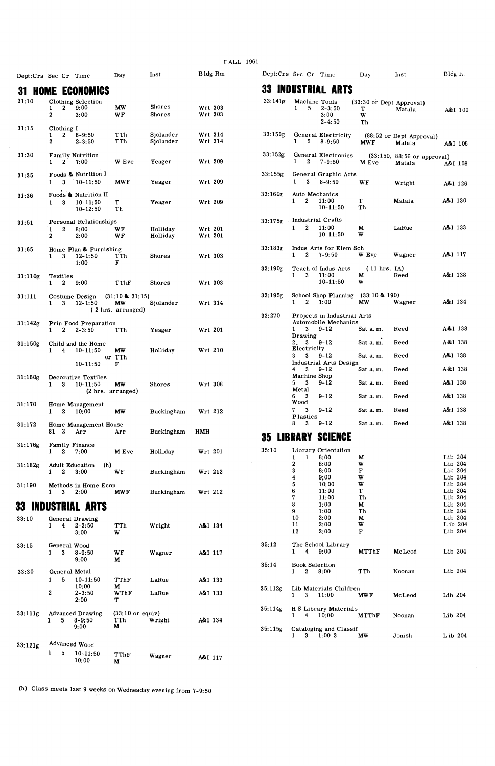FALL 1961

## 31 HOME ECONOMICS

| Dept:Crs | Sec | Cr | Time | Day | Inst | Bldg Rm |
|---|---|---|---|---|---|---|
| 31:10 | Clothing Selection | | | | | |
| | 1 | 2 | 9:00 | MW | Shores | Wrt 303 |
| | 2 | | 3:00 | WF | Shores | Wrt 303 |
| 31:15 | Clothing I | | | | | |
| | 1 | 2 | 8-9:50 | TTh | Sjolander | Wrt 314 |
| | 2 | | 2-3:50 | TTh | Sjolander | Wrt 314 |
| 31:30 | Family Nutrition | | | | | |
| | 1 | 2 | 7:00 | W Eve | Yeager | Wrt 209 |
| 31:35 | Foods & Nutrition I | | | | | |
| | 1 | 3 | 10-11:50 | MWF | Yeager | Wrt 209 |
| 31:36 | Foods & Nutrition II | | | | | |
| | 1 | 3 | 10-11:50 | T | Yeager | Wrt 209 |
| | | | 10-12:50 | Th | | |
| 31:51 | Personal Relationships | | | | | |
| | 1 | 2 | 8:00 | WF | Holliday | Wrt 201 |
| | 2 | | 2:00 | WF | Holliday | Wrt 201 |
| 31:65 | Home Plan & Furnishing | | | | | |
| | 1 | 3 | 12-1:50 | TTh | Shores | Wrt 303 |
| | | | 1:00 | F | | |
| 31:110g | Textiles | | | | | |
| | 1 | 2 | 9:00 | TThF | Shores | Wrt 303 |
| 31:111 | Costume Design (31:10 & 31:15) | | | | | |
| | 1 | 3 | 12-1:50 | MW | Sjolander | Wrt 314 |
| | | | (2 hrs. arranged) | | | |
| 31:142g | Prin Food Preparation | | | | | |
| | 1 | 2 | 2-3:50 | TTh | Yeager | Wrt 201 |
| 31:150g | Child and the Home | | | | | |
| | 1 | 4 | 10-11:50 | MW or TTh | Holliday | Wrt 210 |
| | | | 10-11:50 | F | | |
| 31:160g | Decorative Textiles | | | | | |
| | 1 | 3 | 10-11:50 | MW | Shores | Wrt 308 |
| | | | (2 hrs. arranged) | | | |
| 31:170 | Home Management | | | | | |
| | 1 | 2 | 10:00 | MW | Buckingham | Wrt 212 |
| 31:172 | Home Management House | | | | | |
| | 81 | 2 | Arr | Arr | Buckingham | HMH |
| 31:176g | Family Finance | | | | | |
| | 1 | 2 | 7:00 | M Eve | Holliday | Wrt 201 |
| 31:182g | Adult Education (h) | | | | | |
| | 1 | 2 | 3:00 | WF | Buckingham | Wrt 212 |
| 31:190 | Methods in Home Econ | | | | | |
| | 1 | 3 | 2:00 | MWF | Buckingham | Wrt 212 |

## 33 INDUSTRIAL ARTS

| Dept:Crs | Sec | Cr | Time | Day | Inst | Bldg Rm |
|---|---|---|---|---|---|---|
| 33:10 | General Drawing | | | | | |
| | 1 | 4 | 2-3:50 | TTh | Wright | A&I 134 |
| | | | 3:00 | W | | |
| 33:15 | General Wood | | | | | |
| | 1 | 3 | 8-9:50 | WF | Wagner | A&I 117 |
| | | | 9:00 | M | | |
| 33:30 | General Metal | | | | | |
| | 1 | 5 | 10-11:50 | TThF | LaRue | A&I 133 |
| | | | 10:00 | M | | |
| | 2 | | 2-3:50 | WThF | LaRue | A&I 133 |
| | | | 2:00 | T | | |
| 33:111g | Advanced Drawing (33:10 or equiv) | | | | | |
| | 1 | 5 | 8-9:50 | TTh | Wright | A&I 134 |
| | | | 9:00 | M | | |
| 33:121g | Advanced Wood | | | | | |
| | 1 | 5 | 10-11:50 | TThF | Wagner | A&I 117 |
| | | | 10:00 | M | | |
| 33:141g | Machine Tools (33:30 or Dept Approval) | | | | | |
| | 1 | 5 | 2-3:50 | T | Matala | A&I 100 |
| | | | 3:00 | W | | |
| | | | 2-4:50 | Th | | |
| 33:150g | General Electricity (88:52 or Dept Approval) | | | | | |
| | 1 | 5 | 8-9:50 | MWF | Matala | A&I 108 |
| 33:152g | General Electronics (33:150, 88:56 or approval) | | | | | |
| | 1 | 2 | 7-9:50 | M Eve | Matala | A&I 108 |
| 33:155g | General Graphic Arts | | | | | |
| | 1 | 3 | 8-9:50 | WF | Wright | A&I 126 |
| 33:160g | Auto Mechanics | | | | | |
| | 1 | 2 | 11:00 | T | Matala | A&I 130 |
| | | | 10-11:50 | Th | | |
| 33:175g | Industrial Crafts | | | | | |
| | 1 | 2 | 11:00 | M | LaRue | A&I 133 |
| | | | 10-11:50 | W | | |
| 33:183g | Indus Arts for Elem Sch | | | | | |
| | 1 | 2 | 7-9:50 | W Eve | Wagner | A&I 117 |
| 33:190g | Teach of Indus Arts (11 hrs. IA) | | | | | |
| | 1 | 3 | 11:00 | M | Reed | A&I 138 |
| | | | 10-11:50 | W | | |
| 33:195g | School Shop Planning (33:10 & 190) | | | | | |
| | 1 | 2 | 1:00 | MW | Wagner | A&I 134 |
| 33:270 | Projects in Industrial Arts | | | | | |
| | Automobile Mechanics | | | | | |
| | 1 | 3 | 9-12 | Sat a.m. | Reed | A&I 138 |
| | Drawing | | | | | |
| | 2 | 3 | 9-12 | Sat a.m. | Reed | A&I 138 |
| | Electricity | | | | | |
| | 3 | 3 | 9-12 | Sat a.m. | Reed | A&I 138 |
| | Industrial Arts Design | | | | | |
| | 4 | 3 | 9-12 | Sat a.m. | Reed | A&I 138 |
| | Machine Shop | | | | | |
| | 5 | 3 | 9-12 | Sat a.m. | Reed | A&I 138 |
| | Metal | | | | | |
| | 6 | 3 | 9-12 | Sat a.m. | Reed | A&I 138 |
| | Wood | | | | | |
| | 7 | 3 | 9-12 | Sat a.m. | Reed | A&I 138 |
| | Plastics | | | | | |
| | 8 | 3 | 9-12 | Sat a.m. | Reed | A&I 138 |

## 35 LIBRARY SCIENCE

| Dept:Crs | Sec | Cr | Time | Day | Inst | Bldg Rm |
|---|---|---|---|---|---|---|
| 35:10 | Library Orientation | | | | | |
| | 1 | 1 | 8:00 | M | | Lib 204 |
| | 2 | | 8:00 | W | | Lib 204 |
| | 3 | | 8:00 | F | | Lib 204 |
| | 4 | | 9:00 | W | | Lib 204 |
| | 5 | | 10:00 | W | | Lib 204 |
| | 6 | | 11:00 | T | | Lib 204 |
| | 7 | | 11:00 | Th | | Lib 204 |
| | 8 | | 1:00 | M | | Lib 204 |
| | 9 | | 1:00 | Th | | Lib 204 |
| | 10 | | 2:00 | M | | Lib 204 |
| | 11 | | 2:00 | W | | Lib 204 |
| | 12 | | 2:00 | F | | Lib 204 |
| 35:12 | The School Library | | | | | |
| | 1 | 4 | 9:00 | MTThF | McLeod | Lib 204 |
| 35:14 | Book Selection | | | | | |
| | 1 | 2 | 8:00 | TTh | Noonan | Lib 204 |
| 35:112g | Lib Materials Children | | | | | |
| | 1 | 3 | 11:00 | MWF | McLeod | Lib 204 |
| 35:114g | H S Library Materials | | | | | |
| | 1 | 4 | 10:00 | MTThF | Noonan | Lib 204 |
| 35:115g | Cataloging and Classif | | | | | |
| | 1 | 3 | 1:00-3 | MW | Jonish | Lib 204 |

(h) Class meets last 9 weeks on Wednesday evening from 7-9:50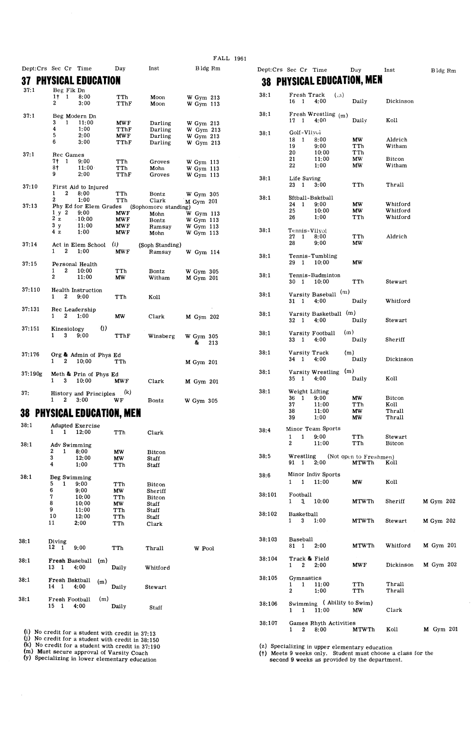FALL 1961

| Dept:Crs | Sec | Cr | Time | Day | Inst | Bldg Rm |
|---|---|---|---|---|---|---|

## 37 PHYSICAL EDUCATION

| Dept:Crs | Sec | Cr | Time | Day | Inst | Bldg Rm |
|---|---|---|---|---|---|---|
| 37:1 | Beg Flk Dn | | | | | |
| | 1† | 1 | 8:00 | TTh | Moon | W Gym 213 |
| | 2 | | 3:00 | TThF | Moon | W Gym 113 |
| 37:1 | Beg Modern Dn | | | | | |
| | 3 | 1 | 11:00 | MWF | Darling | W Gym 213 |
| | 4 | | 1:00 | TThF | Darling | W Gym 213 |
| | 5 | | 2:00 | MWF | Darling | W Gym 213 |
| | 6 | | 3:00 | TThF | Darling | W Gym 213 |
| 37:1 | Rec Games | | | | | |
| | 7† | 1 | 9:00 | TTh | Groves | W Gym 113 |
| | 8† | | 11:00 | TTh | Mohn | W Gym 113 |
| | 9 | | 2:00 | TThF | Groves | W Gym 113 |
| 37:10 | First Aid to Injured | | | | | |
| | 1 | 2 | 8:00 | TTh | Bontz | W Gym 305 |
| | 2 | | 1:00 | TTh | Clark | M Gym 201 |
| 37:13 | Phy Ed for Elem Grades (Sophomore standing) | | | | | |
| | 1 y | 2 | 9:00 | MWF | Mohn | W Gym 113 |
| | 2 z | | 10:00 | MWF | Bontz | W Gym 113 |
| | 3 y | | 11:00 | MWF | Ramsay | W Gym 113 |
| | 4 z | | 1:00 | MWF | Mohn | W Gym 113 |
| 37:14 | Act in Elem School (i) (Soph Standing) | | | | | |
| | 1 | 2 | 1:00 | MWF | Ramsay | W Gym 114 |
| 37:15 | Personal Health | | | | | |
| | 1 | 2 | 10:00 | TTh | Bontz | W Gym 305 |
| | 2 | | 11:00 | MW | Witham | M Gym 201 |
| 37:110 | Health Instruction | | | | | |
| | 1 | 2 | 9:00 | TTh | Koll | |
| 37:131 | Rec Leadership | | | | | |
| | 1 | 2 | 1:00 | MW | Clark | M Gym 202 |
| 37:151 | Kinesiology (j) | | | | | |
| | 1 | 3 | 9:00 | TThF | Winsberg | W Gym 305 & 213 |
| 37:176 | Org & Admin of Phys Ed | | | | | |
| | 1 | 2 | 10:00 | TTh | | M Gym 201 |
| 37:190g | Meth & Prin of Phys Ed | | | | | |
| | 1 | 3 | 10:00 | MWF | Clark | M Gym 201 |
| 37: | History and Principles (k) | | | | | |
| | 1 | 2 | 3:00 | WF | Bontz | W Gym 305 |

## 38 PHYSICAL EDUCATION, MEN

| Dept:Crs | Sec | Cr | Time | Day | Inst | Bldg Rm |
|---|---|---|---|---|---|---|
| 38:1 | Adapted Exercise | | | | | |
| | 1 | 1 | 12:00 | TTh | Clark | |
| 38:1 | Adv Swimming | | | | | |
| | 2 | 1 | 8:00 | MW | Bitcon | |
| | 3 | | 12:00 | MW | Staff | |
| | 4 | | 1:00 | TTh | Staff | |
| 38:1 | Beg Swimming | | | | | |
| | 5 | 1 | 9:00 | TTh | Bitcon | |
| | 6 | | 9:00 | MW | Sheriff | |
| | 7 | | 10:00 | TTh | Bitcon | |
| | 8 | | 10:00 | MW | Staff | |
| | 9 | | 11:00 | TTh | Staff | |
| | 10 | | 12:00 | TTh | Staff | |
| | 11 | | 2:00 | TTh | Clark | |
| 38:1 | Diving | | | | | |
| | 12 | 1 | 9:00 | TTh | Thrall | W Pool |
| 38:1 | Fresh Baseball (m) | | | | | |
| | 13 | 1 | 4:00 | Daily | Whitford | |
| 38:1 | Fresh Bsktball (m) | | | | | |
| | 14 | 1 | 4:00 | Daily | Stewart | |
| 38:1 | Fresh Football (m) | | | | | |
| | 15 | 1 | 4:00 | Daily | Staff | |
| 38:1 | Fresh Track (m) | | | | | |
| | 16 | 1 | 4:00 | Daily | Dickinson | |
| 38:1 | Fresh Wrestling (m) | | | | | |
| | 17 | 1 | 4:00 | Daily | Koll | |
| 38:1 | Golf-Vllybl | | | | | |
| | 18 | 1 | 8:00 | MW | Aldrich | |
| | 19 | | 9:00 | TTh | Witham | |
| | 20 | | 10:00 | TTh | | |
| | 21 | | 11:00 | MW | Bitcon | |
| | 22 | | 1:00 | MW | Witham | |
| 38:1 | Life Saving | | | | | |
| | 23 | 1 | 3:00 | TTh | Thrall | |
| 38:1 | Sftball-Bsktball | | | | | |
| | 24 | 1 | 9:00 | MW | Whitford | |
| | 25 | | 10:00 | MW | Whitford | |
| | 26 | | 1:00 | TTh | Whitford | |
| 38:1 | Tennis-Vllybl | | | | | |
| | 27 | 1 | 8:00 | TTh | Aldrich | |
| | 28 | | 9:00 | MW | | |
| 38:1 | Tennis-Tumbling | | | | | |
| | 29 | 1 | 10:00 | MW | | |
| 38:1 | Tennis-Badminton | | | | | |
| | 30 | 1 | 10:00 | TTh | Stewart | |
| 38:1 | Varsity Baseball (m) | | | | | |
| | 31 | 1 | 4:00 | Daily | Whitford | |
| 38:1 | Varsity Basketball (m) | | | | | |
| | 32 | 1 | 4:00 | Daily | Stewart | |
| 38:1 | Varsity Football (m) | | | | | |
| | 33 | 1 | 4:00 | Daily | Sheriff | |
| 38:1 | Varsity Track (m) | | | | | |
| | 34 | 1 | 4:00 | Daily | Dickinson | |
| 38:1 | Varsity Wrestling (m) | | | | | |
| | 35 | 1 | 4:00 | Daily | Koll | |
| 38:1 | Weight Lifting | | | | | |
| | 36 | 1 | 9:00 | MW | Bitcon | |
| | 37 | | 11:00 | TTh | Koll | |
| | 38 | | 11:00 | MW | Thrall | |
| | 39 | | 1:00 | MW | Thrall | |
| 38:4 | Minor Team Sports | | | | | |
| | 1 | 1 | 9:00 | TTh | Stewart | |
| | 2 | | 11:00 | TTh | Bitcon | |
| 38:5 | Wrestling (Not open to Freshmen) | | | | | |
| | 91 | 1 | 2:00 | MTWTh | Koll | |
| 38:6 | Minor Indiv Sports | | | | | |
| | 1 | 1 | 11:00 | MW | Koll | |
| 38:101 | Football | | | | | |
| | 1 | 3 | 10:00 | MTWTh | Sheriff | M Gym 202 |
| 38:102 | Basketball | | | | | |
| | 1 | 3 | 1:00 | MTWTh | Stewart | M Gym 202 |
| 38:103 | Baseball | | | | | |
| | 81 | 1 | 2:00 | MTWTh | Whitford | M Gym 201 |
| 38:104 | Track & Field | | | | | |
| | 1 | 2 | 2:00 | MWF | Dickinson | M Gym 202 |
| 38:105 | Gymnastics | | | | | |
| | 1 | 1 | 11:00 | TTh | Thrall | |
| | 2 | | 1:00 | TTh | Thrall | |
| 38:106 | Swimming (Ability to Swim) | | | | | |
| | 1 | 1 | 11:00 | MW | Clark | |
| 38:107 | Games Rhyth Activities | | | | | |
| | 1 | 2 | 8:00 | MTWTh | Koll | M Gym 201 |

(i) No credit for a student with credit in 37:13
(j) No credit for a student with credit in 38:150
(k) No credit for a student with credit in 37:190
(m) Must secure approval of Varsity Coach
(y) Specializing in lower elementary education
(z) Specializing in upper elementary education
(†) Meets 9 weeks only. Student must choose a class for the second 9 weeks as provided by the department.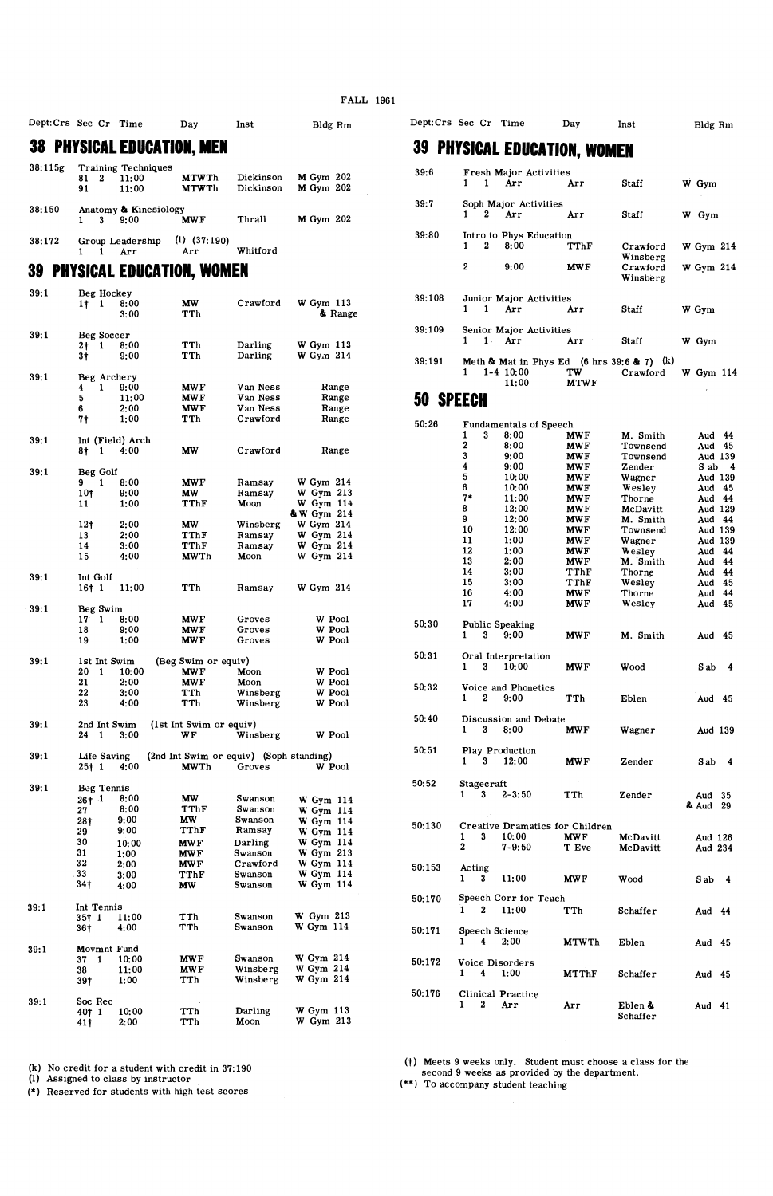FALL 1961

## 38 PHYSICAL EDUCATION, MEN

| Dept:Crs | Sec | Cr | Time | Day | Inst | Bldg Rm |
|---|---|---|---|---|---|---|
| 38:115g | Training Techniques | | | | | |
| | 81 | 2 | 11:00 | MTWTh | Dickinson | M Gym 202 |
| | 91 | | 11:00 | MTWTh | Dickinson | M Gym 202 |
| 38:150 | Anatomy & Kinesiology | | | | | |
| | 1 | 3 | 9:00 | MWF | Thrall | M Gym 202 |
| 38:172 | Group Leadership (l) (37:190) | | | | | |
| | 1 | 1 | Arr | Arr | Whitford | |

## 39 PHYSICAL EDUCATION, WOMEN

| Dept:Crs | Sec | Cr | Time | Day | Inst | Bldg Rm |
|---|---|---|---|---|---|---|
| 39:1 | Beg Hockey | | | | | |
| | 1† | 1 | 8:00 | MW | Crawford | W Gym 113 |
| | | | 3:00 | TTh | | & Range |
| 39:1 | Beg Soccer | | | | | |
| | 2† | 1 | 8:00 | TTh | Darling | W Gym 113 |
| | 3† | | 9:00 | TTh | Darling | W Gym 214 |
| 39:1 | Beg Archery | | | | | |
| | 4 | 1 | 9:00 | MWF | Van Ness | Range |
| | 5 | | 11:00 | MWF | Van Ness | Range |
| | 6 | | 2:00 | MWF | Van Ness | Range |
| | 7† | | 1:00 | TTh | Crawford | Range |
| 39:1 | Int (Field) Arch | | | | | |
| | 8† | 1 | 4:00 | MW | Crawford | Range |
| 39:1 | Beg Golf | | | | | |
| | 9 | 1 | 8:00 | MWF | Ramsay | W Gym 214 |
| | 10† | | 9:00 | MW | Ramsay | W Gym 213 |
| | 11 | | 1:00 | TThF | Moon | W Gym 114 & W Gym 214 |
| | 12† | | 2:00 | MW | Winsberg | W Gym 214 |
| | 13 | | 2:00 | TThF | Ramsay | W Gym 214 |
| | 14 | | 3:00 | TThF | Ramsay | W Gym 214 |
| | 15 | | 4:00 | MWTh | Moon | W Gym 214 |
| 39:1 | Int Golf | | | | | |
| | 16† | 1 | 11:00 | TTh | Ramsay | W Gym 214 |
| 39:1 | Beg Swim | | | | | |
| | 17 | 1 | 8:00 | MWF | Groves | W Pool |
| | 18 | | 9:00 | MWF | Groves | W Pool |
| | 19 | | 1:00 | MWF | Groves | W Pool |
| 39:1 | 1st Int Swim (Beg Swim or equiv) | | | | | |
| | 20 | 1 | 10:00 | MWF | Moon | W Pool |
| | 21 | | 2:00 | MWF | Moon | W Pool |
| | 22 | | 3:00 | TTh | Winsberg | W Pool |
| | 23 | | 4:00 | TTh | Winsberg | W Pool |
| 39:1 | 2nd Int Swim (1st Int Swim or equiv) | | | | | |
| | 24 | 1 | 3:00 | WF | Winsberg | W Pool |
| 39:1 | Life Saving (2nd Int Swim or equiv) (Soph standing) | | | | | |
| | 25† | 1 | 4:00 | MWTh | Groves | W Pool |
| 39:1 | Beg Tennis | | | | | |
| | 26† | 1 | 8:00 | MW | Swanson | W Gym 114 |
| | 27 | | 8:00 | TThF | Swanson | W Gym 114 |
| | 28† | | 9:00 | MW | Swanson | W Gym 114 |
| | 29 | | 9:00 | TThF | Ramsay | W Gym 114 |
| | 30 | | 10:00 | MWF | Darling | W Gym 114 |
| | 31 | | 1:00 | MWF | Swanson | W Gym 213 |
| | 32 | | 2:00 | MWF | Crawford | W Gym 114 |
| | 33 | | 3:00 | TThF | Swanson | W Gym 114 |
| | 34† | | 4:00 | MW | Swanson | W Gym 114 |
| 39:1 | Int Tennis | | | | | |
| | 35† | 1 | 11:00 | TTh | Swanson | W Gym 213 |
| | 36† | | 4:00 | TTh | Swanson | W Gym 114 |
| 39:1 | Movmnt Fund | | | | | |
| | 37 | 1 | 10:00 | MWF | Swanson | W Gym 214 |
| | 38 | | 11:00 | MWF | Winsberg | W Gym 214 |
| | 39† | | 1:00 | TTh | Winsberg | W Gym 214 |
| 39:1 | Soc Rec | | | | | |
| | 40† | 1 | 10:00 | TTh | Darling | W Gym 113 |
| | 41† | | 2:00 | TTh | Moon | W Gym 213 |
| 39:6 | Fresh Major Activities | | | | | |
| | 1 | 1 | Arr | Arr | Staff | W Gym |
| 39:7 | Soph Major Activities | | | | | |
| | 1 | 2 | Arr | Arr | Staff | W Gym |
| 39:80 | Intro to Phys Education | | | | | |
| | 1 | 2 | 8:00 | TThF | Crawford, Winsberg | W Gym 214 |
| | 2 | | 9:00 | MWF | Crawford, Winsberg | W Gym 214 |
| 39:108 | Junior Major Activities | | | | | |
| | 1 | 1 | Arr | Arr | Staff | W Gym |
| 39:109 | Senior Major Activities | | | | | |
| | 1 | 1 | Arr | Arr | Staff | W Gym |
| 39:191 | Meth & Mat in Phys Ed (6 hrs 39:6 & 7) (k) | | | | | |
| | 1 | 1-4 | 10:00 | TW | Crawford | W Gym 114 |
| | | | 11:00 | MTWF | | |

## 50 SPEECH

| Dept:Crs | Sec | Cr | Time | Day | Inst | Bldg Rm |
|---|---|---|---|---|---|---|
| 50:26 | Fundamentals of Speech | | | | | |
| | 1 | 3 | 8:00 | MWF | M. Smith | Aud 44 |
| | 2 | | 8:00 | MWF | Townsend | Aud 45 |
| | 3 | | 9:00 | MWF | Townsend | Aud 139 |
| | 4 | | 9:00 | MWF | Zender | S ab 4 |
| | 5 | | 10:00 | MWF | Wagner | Aud 139 |
| | 6 | | 10:00 | MWF | Wesley | Aud 45 |
| | 7* | | 11:00 | MWF | Thorne | Aud 44 |
| | 8 | | 12:00 | MWF | McDavitt | Aud 129 |
| | 9 | | 12:00 | MWF | M. Smith | Aud 44 |
| | 10 | | 12:00 | MWF | Townsend | Aud 139 |
| | 11 | | 1:00 | MWF | Wagner | Aud 139 |
| | 12 | | 1:00 | MWF | Wesley | Aud 44 |
| | 13 | | 2:00 | MWF | M. Smith | Aud 44 |
| | 14 | | 3:00 | TThF | Thorne | Aud 44 |
| | 15 | | 3:00 | TThF | Wesley | Aud 45 |
| | 16 | | 4:00 | MWF | Thorne | Aud 44 |
| | 17 | | 4:00 | MWF | Wesley | Aud 45 |
| 50:30 | Public Speaking | | | | | |
| | 1 | 3 | 9:00 | MWF | M. Smith | Aud 45 |
| 50:31 | Oral Interpretation | | | | | |
| | 1 | 3 | 10:00 | MWF | Wood | S ab 4 |
| 50:32 | Voice and Phonetics | | | | | |
| | 1 | 2 | 9:00 | TTh | Eblen | Aud 45 |
| 50:40 | Discussion and Debate | | | | | |
| | 1 | 3 | 8:00 | MWF | Wagner | Aud 139 |
| 50:51 | Play Production | | | | | |
| | 1 | 3 | 12:00 | MWF | Zender | S ab 4 |
| 50:52 | Stagecraft | | | | | |
| | 1 | 3 | 2-3:50 | TTh | Zender | Aud 35 & Aud 29 |
| 50:130 | Creative Dramatics for Children | | | | | |
| | 1 | 3 | 10:00 | MWF | McDavitt | Aud 126 |
| | 2 | | 7-9:50 | T Eve | McDavitt | Aud 234 |
| 50:153 | Acting | | | | | |
| | 1 | 3 | 11:00 | MWF | Wood | S ab 4 |
| 50:170 | Speech Corr for Teach | | | | | |
| | 1 | 2 | 11:00 | TTh | Schaffer | Aud 44 |
| 50:171 | Speech Science | | | | | |
| | 1 | 4 | 2:00 | MTWTh | Eblen | Aud 45 |
| 50:172 | Voice Disorders | | | | | |
| | 1 | 4 | 1:00 | MTThF | Schaffer | Aud 45 |
| 50:176 | Clinical Practice | | | | | |
| | 1 | 2 | Arr | Arr | Eblen & Schaffer | Aud 41 |

(k) No credit for a student with credit in 37:190
(l) Assigned to class by instructor
(*) Reserved for students with high test scores

(†) Meets 9 weeks only. Student must choose a class for the second 9 weeks as provided by the department.
(**) To accompany student teaching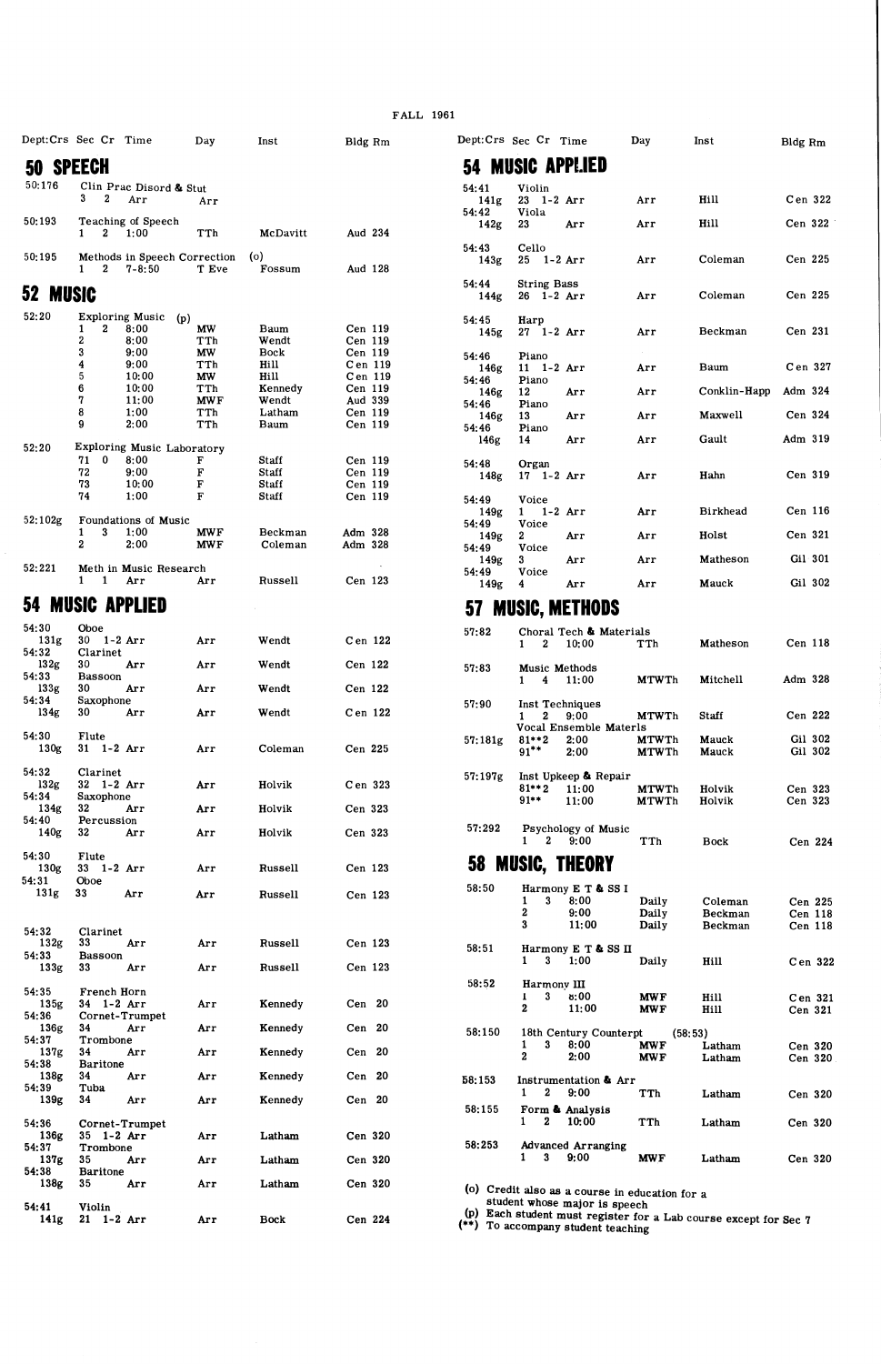FALL 1961

## 50 SPEECH

| Dept:Crs | Sec | Cr | Time | Day | Inst | Bldg Rm |
|---|---|---|---|---|---|---|
| 50:176 | Clin Prac Disord & Stut | | | | | |
| | 3 | 2 | Arr | Arr | | |
| 50:193 | Teaching of Speech | | | | | |
| | 1 | 2 | 1:00 | TTh | McDavitt | Aud 234 |
| 50:195 | Methods in Speech Correction (o) | | | | | |
| | 1 | 2 | 7-8:50 | T Eve | Fossum | Aud 128 |

## 52 MUSIC

| Dept:Crs | Sec | Cr | Time | Day | Inst | Bldg Rm |
|---|---|---|---|---|---|---|
| 52:20 | Exploring Music (p) | | | | | |
| | 1 | 2 | 8:00 | MW | Baum | Cen 119 |
| | 2 | | 8:00 | TTh | Wendt | Cen 119 |
| | 3 | | 9:00 | MW | Bock | Cen 119 |
| | 4 | | 9:00 | TTh | Hill | Cen 119 |
| | 5 | | 10:00 | MW | Hill | Cen 119 |
| | 6 | | 10:00 | TTh | Kennedy | Cen 119 |
| | 7 | | 11:00 | MWF | Wendt | Aud 339 |
| | 8 | | 1:00 | TTh | Latham | Cen 119 |
| | 9 | | 2:00 | TTh | Baum | Cen 119 |
| 52:20 | Exploring Music Laboratory | | | | | |
| | 71 | 0 | 8:00 | F | Staff | Cen 119 |
| | 72 | | 9:00 | F | Staff | Cen 119 |
| | 73 | | 10:00 | F | Staff | Cen 119 |
| | 74 | | 1:00 | F | Staff | Cen 119 |
| 52:102g | Foundations of Music | | | | | |
| | 1 | 3 | 1:00 | MWF | Beckman | Adm 328 |
| | 2 | | 2:00 | MWF | Coleman | Adm 328 |
| 52:221 | Meth in Music Research | | | | | |
| | 1 | 1 | Arr | Arr | Russell | Cen 123 |

## 54 MUSIC APPLIED

| Dept:Crs | Sec | Cr | Time | Day | Inst | Bldg Rm |
|---|---|---|---|---|---|---|
| 54:30 131g | Oboe 30 | 1-2 | Arr | Arr | Wendt | Cen 122 |
| 54:32 132g | Clarinet 30 | | Arr | Arr | Wendt | Cen 122 |
| 54:33 133g | Bassoon 30 | | Arr | Arr | Wendt | Cen 122 |
| 54:34 134g | Saxophone 30 | | Arr | Arr | Wendt | Cen 122 |
| 54:30 130g | Flute 31 | 1-2 | Arr | Arr | Coleman | Cen 225 |
| 54:32 132g | Clarinet 32 | 1-2 | Arr | Arr | Holvik | Cen 323 |
| 54:34 134g | Saxophone 32 | | Arr | Arr | Holvik | Cen 323 |
| 54:40 140g | Percussion 32 | | Arr | Arr | Holvik | Cen 323 |
| 54:30 130g | Flute 33 | 1-2 | Arr | Arr | Russell | Cen 123 |
| 54:31 131g | Oboe 33 | | Arr | Arr | Russell | Cen 123 |
| 54:32 132g | Clarinet 33 | | Arr | Arr | Russell | Cen 123 |
| 54:33 133g | Bassoon 33 | | Arr | Arr | Russell | Cen 123 |
| 54:35 135g | French Horn 34 | 1-2 | Arr | Arr | Kennedy | Cen 20 |
| 54:36 136g | Cornet-Trumpet 34 | | Arr | Arr | Kennedy | Cen 20 |
| 54:37 137g | Trombone 34 | | Arr | Arr | Kennedy | Cen 20 |
| 54:38 138g | Baritone 34 | | Arr | Arr | Kennedy | Cen 20 |
| 54:39 139g | Tuba 34 | | Arr | Arr | Kennedy | Cen 20 |
| 54:36 136g | Cornet-Trumpet 35 | 1-2 | Arr | Arr | Latham | Cen 320 |
| 54:37 137g | Trombone 35 | | Arr | Arr | Latham | Cen 320 |
| 54:38 138g | Baritone 35 | | Arr | Arr | Latham | Cen 320 |
| 54:41 141g | Violin 21 | 1-2 | Arr | Arr | Bock | Cen 224 |
| 54:41 141g | Violin 23 | 1-2 | Arr | Arr | Hill | Cen 322 |
| 54:42 142g | Viola 23 | | Arr | Arr | Hill | Cen 322 |
| 54:43 143g | Cello 25 | 1-2 | Arr | Arr | Coleman | Cen 225 |
| 54:44 144g | String Bass 26 | 1-2 | Arr | Arr | Coleman | Cen 225 |
| 54:45 145g | Harp 27 | 1-2 | Arr | Arr | Beckman | Cen 231 |
| 54:46 146g | Piano 11 | 1-2 | Arr | Arr | Baum | Cen 327 |
| 54:46 146g | Piano 12 | | Arr | Arr | Conklin-Happ | Adm 324 |
| 54:46 146g | Piano 13 | | Arr | Arr | Maxwell | Cen 324 |
| 54:46 146g | Piano 14 | | Arr | Arr | Gault | Adm 319 |
| 54:48 148g | Organ 17 | 1-2 | Arr | Arr | Hahn | Cen 319 |
| 54:49 149g | Voice 1 | 1-2 | Arr | Arr | Birkhead | Cen 116 |
| 54:49 149g | Voice 2 | | Arr | Arr | Holst | Cen 321 |
| 54:49 149g | Voice 3 | | Arr | Arr | Matheson | Gil 301 |
| 54:49 149g | Voice 4 | | Arr | Arr | Mauck | Gil 302 |

## 57 MUSIC, METHODS

| Dept:Crs | Sec | Cr | Time | Day | Inst | Bldg Rm |
|---|---|---|---|---|---|---|
| 57:82 | Choral Tech & Materials | | | | | |
| | 1 | 2 | 10:00 | TTh | Matheson | Cen 118 |
| 57:83 | Music Methods | | | | | |
| | 1 | 4 | 11:00 | MTWTh | Mitchell | Adm 328 |
| 57:90 | Inst Techniques | | | | | |
| | 1 | 2 | 9:00 | MTWTh | Staff | Cen 222 |
| 57:181g | Vocal Ensemble Materls | | | | | |
| | 81** | 2 | 2:00 | MTWTh | Mauck | Gil 302 |
| | 91** | | 2:00 | MTWTh | Mauck | Gil 302 |
| 57:197g | Inst Upkeep & Repair | | | | | |
| | 81** | 2 | 11:00 | MTWTh | Holvik | Cen 323 |
| | 91** | | 11:00 | MTWTh | Holvik | Cen 323 |
| 57:292 | Psychology of Music | | | | | |
| | 1 | 2 | 9:00 | TTh | Bock | Cen 224 |

## 58 MUSIC, THEORY

| Dept:Crs | Sec | Cr | Time | Day | Inst | Bldg Rm |
|---|---|---|---|---|---|---|
| 58:50 | Harmony E T & SS I | | | | | |
| | 1 | 3 | 8:00 | Daily | Coleman | Cen 225 |
| | 2 | | 9:00 | Daily | Beckman | Cen 118 |
| | 3 | | 11:00 | Daily | Beckman | Cen 118 |
| 58:51 | Harmony E T & SS II | | | | | |
| | 1 | 3 | 1:00 | Daily | Hill | Cen 322 |
| 58:52 | Harmony III | | | | | |
| | 1 | 3 | 8:00 | MWF | Hill | Cen 321 |
| | 2 | | 11:00 | MWF | Hill | Cen 321 |
| 58:150 | 18th Century Counterpt (58:53) | | | | | |
| | 1 | 3 | 8:00 | MWF | Latham | Cen 320 |
| | 2 | | 2:00 | MWF | Latham | Cen 320 |
| 58:153 | Instrumentation & Arr | | | | | |
| | 1 | 2 | 9:00 | TTh | Latham | Cen 320 |
| 58:155 | Form & Analysis | | | | | |
| | 1 | 2 | 10:00 | TTh | Latham | Cen 320 |
| 58:253 | Advanced Arranging | | | | | |
| | 1 | 3 | 9:00 | MWF | Latham | Cen 320 |

(o) Credit also as a course in education for a student whose major is speech
(p) Each student must register for a Lab course except for Sec 7
(**) To accompany student teaching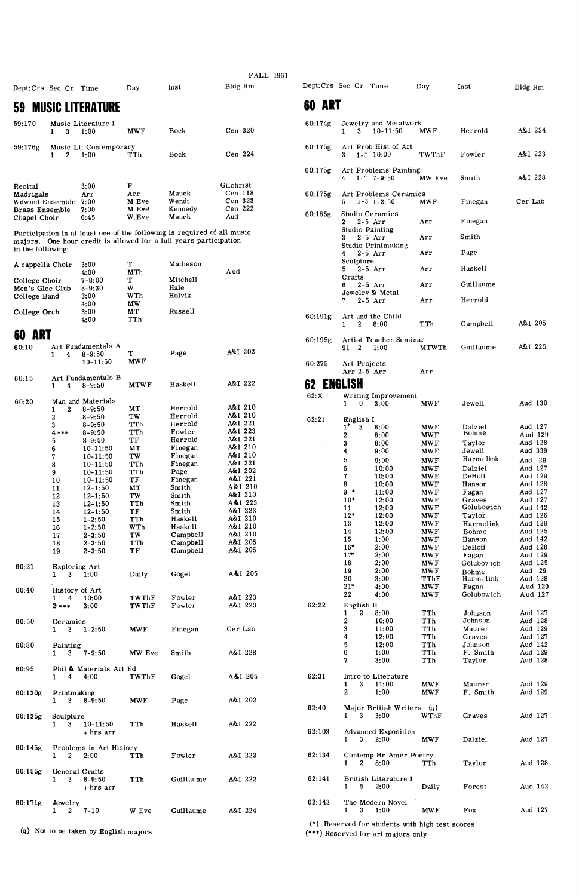FALL 1961

## 59 MUSIC LITERATURE

| Dept:Crs | Sec | Cr | Time | Day | Inst | Bldg Rm |
|---|---|---|---|---|---|---|
| 59:170 | Music Literature I | | | | | |
| | 1 | 3 | 1:00 | MWF | Bock | Cen 320 |
| 59:176g | Music Lit Contemporary | | | | | |
| | 1 | 2 | 1:00 | TTh | Bock | Cen 224 |

| | Time | Day | Inst | Bldg Rm |
|---|---|---|---|---|
| Recital | 3:00 | F | | Gilchrist |
| Madrigals | Arr | Arr | Mauck | Cen 118 |
| Wdwind Ensemble | 7:00 | M Eve | Wendt | Cen 323 |
| Brass Ensemble | 7:00 | M Eve | Kennedy | Cen 222 |
| Chapel Choir | 6:45 | W Eve | Mauck | Aud |

Participation in at least one of the following is required of all music majors. One hour credit is allowed for a full years participation in the following:

| | Time | Day | Inst | Bldg Rm |
|---|---|---|---|---|
| A cappella Choir | 3:00 | T | Matheson | |
| | 4:00 | MTh | | Aud |
| College Choir | 7-8:00 | T | Mitchell | |
| Men's Glee Club | 8-9:30 | W | Hale | |
| College Band | 3:00 | WTh | Holvik | |
| | 4:00 | MW | | |
| College Orch | 3:00 | MT | Russell | |
| | 4:00 | TTh | | |

## 60 ART

| Dept:Crs | Sec | Cr | Time | Day | Inst | Bldg Rm |
|---|---|---|---|---|---|---|
| 60:10 | Art Fundamentals A | | | | | |
| | 1 | 4 | 8-9:50 | T | Page | A&I 202 |
| | | | 10-11:50 | MWF | | |
| 60:15 | Art Fundamentals B | | | | | |
| | 1 | 4 | 8-9:50 | MTWF | Haskell | A&I 222 |
| 60:20 | Man and Materials | | | | | |
| | 1 | 2 | 8-9:50 | MT | Herrold | A&I 210 |
| | 2 | | 8-9:50 | TW | Herrold | A&I 210 |
| | 3 | | 8-9:50 | TTh | Herrold | A&I 221 |
| | 4*** | | 8-9:50 | TTh | Fowler | A&I 223 |
| | 5 | | 8-9:50 | TF | Herrold | A&I 221 |
| | 6 | | 10-11:50 | MT | Finegan | A&I 210 |
| | 7 | | 10-11:50 | TW | Finegan | A&I 210 |
| | 8 | | 10-11:50 | TTh | Finegan | A&I 221 |
| | 9 | | 10-11:50 | TTh | Page | A&I 202 |
| | 10 | | 10-11:50 | TF | Finegan | A&I 221 |
| | 11 | | 12-1:50 | MT | Smith | A&I 210 |
| | 12 | | 12-1:50 | TW | Smith | A&I 210 |
| | 13 | | 12-1:50 | TTh | Smith | A&I 223 |
| | 14 | | 12-1:50 | TF | Smith | A&I 223 |
| | 15 | | 1-2:50 | TTh | Haskell | A&I 210 |
| | 16 | | 1-2:50 | WTh | Haskell | A&I 210 |
| | 17 | | 2-3:50 | TW | Campbell | A&I 210 |
| | 18 | | 2-3:50 | TTh | Campbell | A&I 205 |
| | 19 | | 2-3:50 | TF | Campbell | A&I 205 |
| 60:21 | Exploring Art | | | | | |
| | 1 | 3 | 1:00 | Daily | Gogel | A&I 205 |
| 60:40 | History of Art | | | | | |
| | 1 | 4 | 10:00 | TWThF | Fowler | A&I 223 |
| | 2*** | | 3:00 | TWThF | Fowler | A&I 223 |
| 60:50 | Ceramics | | | | | |
| | 1 | 3 | 1-2:50 | MWF | Finegan | Cer Lab |
| 60:80 | Painting | | | | | |
| | 1 | 3 | 7-9:50 | MW Eve | Smith | A&I 228 |
| 60:95 | Phil & Materials Art Ed | | | | | |
| | 1 | 4 | 4:00 | TWThF | Gogel | A&I 205 |
| 60:130g | Printmaking | | | | | |
| | 1 | 3 | 8-9:50 | MWF | Page | A&I 202 |
| 60:135g | Sculpture | | | | | |
| | 1 | 3 | 10-11:50 + hrs arr | TTh | Haskell | A&I 222 |
| 60:145g | Problems in Art History | | | | | |
| | 1 | 2 | 2:00 | TTh | Fowler | A&I 223 |
| 60:155g | General Crafts | | | | | |
| | 1 | 3 | 8-9:50 + hrs arr | TTh | Guillaume | A&I 222 |
| 60:171g | Jewelry | | | | | |
| | 1 | 2 | 7-10 | W Eve | Guillaume | A&I 224 |
| 60:174g | Jewelry and Metalwork | | | | | |
| | 1 | 3 | 10-11:50 | MWF | Herrold | A&I 224 |
| 60:175g | Art Prob Hist of Art | | | | | |
| | 3 | 1-? | 10:00 | TWThF | Fowler | A&I 223 |
| 60:175g | Art Problems Painting | | | | | |
| | 4 | 1-? | 7-9:50 | MW Eve | Smith | A&I 228 |
| 60:175g | Art Problems Ceramics | | | | | |
| | 5 | 1-3 | 1-2:50 | MWF | Finegan | Cer Lab |
| 60:185g | Studio Ceramics | | | | | |
| | 2 | 2-5 | Arr | Arr | Finegan | |
| | Studio Painting | | | | | |
| | 3 | 2-5 | Arr | Arr | Smith | |
| | Studio Printmaking | | | | | |
| | 4 | 2-5 | Arr | Arr | Page | |
| | Sculpture | | | | | |
| | 5 | 2-5 | Arr | Arr | Haskell | |
| | Crafts | | | | | |
| | 6 | 2-5 | Arr | Arr | Guillaume | |
| | Jewelry & Metal | | | | | |
| | 7 | 2-5 | Arr | Arr | Herrold | |
| 60:191g | Art and the Child | | | | | |
| | 1 | 2 | 8:00 | TTh | Campbell | A&I 205 |
| 60:195g | Artist Teacher Seminar | | | | | |
| | 91 | 2 | 1:00 | MTWTh | Guillaume | A&I 225 |
| 60:275 | Art Projects | | | | | |
| | Arr | 2-5 | Arr | Arr | | |

## 62 ENGLISH

| Dept:Crs | Sec | Cr | Time | Day | Inst | Bldg Rm |
|---|---|---|---|---|---|---|
| 62:X | Writing Improvement | | | | | |
| | 1 | 0 | 3:00 | MWF | Jewell | Aud 130 |
| 62:21 | English I | | | | | |
| | 1* | 3 | 8:00 | MWF | Dalziel | Aud 127 |
| | 2 | | 8:00 | MWF | Bohme | Aud 129 |
| | 3 | | 8:00 | MWF | Taylor | Aud 128 |
| | 4 | | 9:00 | MWF | Jewell | Aud 339 |
| | 5 | | 9:00 | MWF | Harmelink | Aud 29 |
| | 6 | | 10:00 | MWF | Dalziel | Aud 127 |
| | 7 | | 10:00 | MWF | DeHoff | Aud 129 |
| | 8 | | 10:00 | MWF | Hanson | Aud 128 |
| | 9* | | 11:00 | MWF | Fagan | Aud 127 |
| | 10* | | 12:00 | MWF | Graves | Aud 127 |
| | 11 | | 12:00 | MWF | Golubowich | Aud 142 |
| | 12* | | 12:00 | MWF | Taylor | Aud 126 |
| | 13 | | 12:00 | MWF | Harmelink | Aud 128 |
| | 14 | | 12:00 | MWF | Bohme | Aud 125 |
| | 15 | | 1:00 | MWF | Hanson | Aud 142 |
| | 16* | | 2:00 | MWF | DeHoff | Aud 128 |
| | 17* | | 2:00 | MWF | Fagan | Aud 129 |
| | 18 | | 2:00 | MWF | Golubowich | Aud 125 |
| | 19 | | 2:00 | MWF | Bohme | Aud 29 |
| | 20 | | 3:00 | TThF | Harmelink | Aud 128 |
| | 21* | | 4:00 | MWF | Fagan | Aud 129 |
| | 22 | | 4:00 | MWF | Golubowich | Aud 127 |
| 62:22 | English II | | | | | |
| | 1 | 2 | 8:00 | TTh | Johnson | Aud 127 |
| | 2 | | 10:00 | TTh | Johnson | Aud 128 |
| | 3 | | 11:00 | TTh | Maurer | Aud 129 |
| | 4 | | 12:00 | TTh | Graves | Aud 127 |
| | 5 | | 12:00 | TTh | Johnson | Aud 142 |
| | 6 | | 1:00 | TTh | F. Smith | Aud 129 |
| | 7 | | 3:00 | TTh | Taylor | Aud 128 |
| 62:31 | Intro to Literature | | | | | |
| | 1 | 3 | 11:00 | MWF | Maurer | Aud 129 |
| | 2 | | 1:00 | MWF | F. Smith | Aud 129 |
| 62:40 | Major British Writers (q) | | | | | |
| | 1 | 3 | 3:00 | WThF | Graves | Aud 127 |
| 62:103 | Advanced Exposition | | | | | |
| | 1 | 3 | 2:00 | MWF | Dalziel | Aud 127 |
| 62:134 | Contemp Br Amer Poetry | | | | | |
| | 1 | 2 | 8:00 | TTh | Taylor | Aud 128 |
| 62:141 | British Literature I | | | | | |
| | 1 | 5 | 2:00 | Daily | Forest | Aud 142 |
| 62:143 | The Modern Novel | | | | | |
| | 1 | 3 | 1:00 | MWF | Fox | Aud 127 |

(q) Not to be taken by English majors

(*) Reserved for students with high test scores

(***) Reserved for art majors only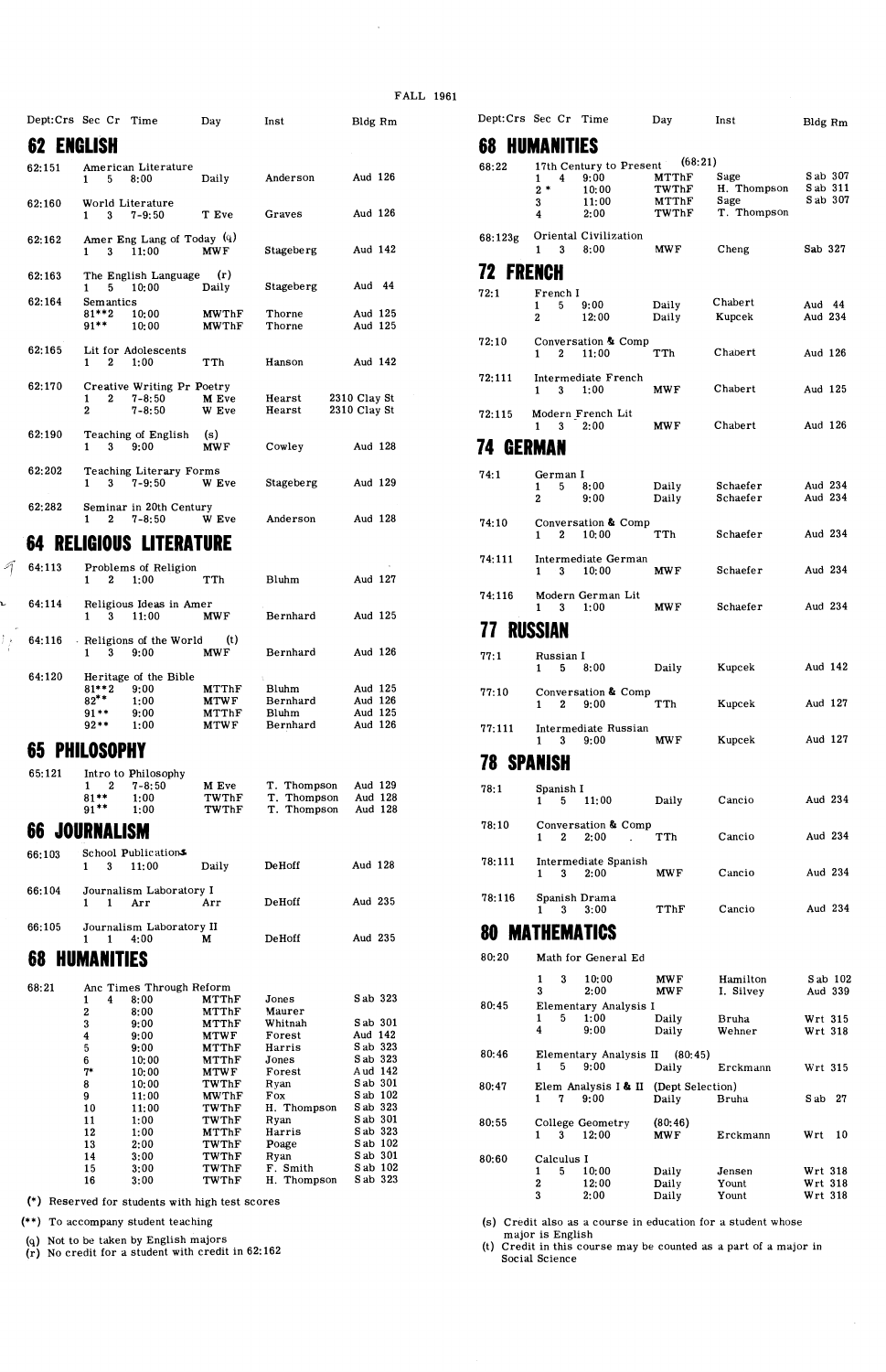FALL 1961

| Dept:Crs | Sec | Cr | Time | Day | Inst | Bldg Rm |
|---|---|---|---|---|---|---|

## 62 ENGLISH

| Dept:Crs | Sec | Cr | Time | Day | Inst | Bldg Rm |
|---|---|---|---|---|---|---|
| 62:151 | American Literature | | | | | |
| | 1 | 5 | 8:00 | Daily | Anderson | Aud 126 |
| 62:160 | World Literature | | | | | |
| | 1 | 3 | 7-9:50 | T Eve | Graves | Aud 126 |
| 62:162 | Amer Eng Lang of Today (q) | | | | | |
| | 1 | 3 | 11:00 | MWF | Stageberg | Aud 142 |
| 62:163 | The English Language (r) | | | | | |
| | 1 | 5 | 10:00 | Daily | Stageberg | Aud 44 |
| 62:164 | Semantics | | | | | |
| | 81**2 | | 10:00 | MWThF | Thorne | Aud 125 |
| | 91** | | 10:00 | MWThF | Thorne | Aud 125 |
| 62:165 | Lit for Adolescents | | | | | |
| | 1 | 2 | 1:00 | TTh | Hanson | Aud 142 |
| 62:170 | Creative Writing Pr Poetry | | | | | |
| | 1 | 2 | 7-8:50 | M Eve | Hearst | 2310 Clay St |
| | 2 | | 7-8:50 | W Eve | Hearst | 2310 Clay St |
| 62:190 | Teaching of English (s) | | | | | |
| | 1 | 3 | 9:00 | MWF | Cowley | Aud 128 |
| 62:202 | Teaching Literary Forms | | | | | |
| | 1 | 3 | 7-9:50 | W Eve | Stageberg | Aud 129 |
| 62:282 | Seminar in 20th Century | | | | | |
| | 1 | 2 | 7-8:50 | W Eve | Anderson | Aud 128 |

## 64 RELIGIOUS LITERATURE

| Dept:Crs | Sec | Cr | Time | Day | Inst | Bldg Rm |
|---|---|---|---|---|---|---|
| 64:113 | Problems of Religion | | | | | |
| | 1 | 2 | 1:00 | TTh | Bluhm | Aud 127 |
| 64:114 | Religious Ideas in Amer | | | | | |
| | 1 | 3 | 11:00 | MWF | Bernhard | Aud 125 |
| 64:116 | Religions of the World (t) | | | | | |
| | 1 | 3 | 9:00 | MWF | Bernhard | Aud 126 |
| 64:120 | Heritage of the Bible | | | | | |
| | 81**2 | | 9:00 | MTThF | Bluhm | Aud 125 |
| | 82** | | 1:00 | MTWF | Bernhard | Aud 126 |
| | 91** | | 9:00 | MTThF | Bluhm | Aud 125 |
| | 92** | | 1:00 | MTWF | Bernhard | Aud 126 |

## 65 PHILOSOPHY

| Dept:Crs | Sec | Cr | Time | Day | Inst | Bldg Rm |
|---|---|---|---|---|---|---|
| 65:121 | Intro to Philosophy | | | | | |
| | 1 | 2 | 7-8:50 | M Eve | T. Thompson | Aud 129 |
| | 81** | | 1:00 | TWThF | T. Thompson | Aud 128 |
| | 91** | | 1:00 | TWThF | T. Thompson | Aud 128 |

## 66 JOURNALISM

| Dept:Crs | Sec | Cr | Time | Day | Inst | Bldg Rm |
|---|---|---|---|---|---|---|
| 66:103 | School Publications | | | | | |
| | 1 | 3 | 11:00 | Daily | DeHoff | Aud 128 |
| 66:104 | Journalism Laboratory I | | | | | |
| | 1 | 1 | Arr | Arr | DeHoff | Aud 235 |
| 66:105 | Journalism Laboratory II | | | | | |
| | 1 | 1 | 4:00 | M | DeHoff | Aud 235 |

## 68 HUMANITIES

| Dept:Crs | Sec | Cr | Time | Day | Inst | Bldg Rm |
|---|---|---|---|---|---|---|
| 68:21 | Anc Times Through Reform | | | | | |
| | 1 | 4 | 8:00 | MTThF | Jones | Sab 323 |
| | 2 | | 8:00 | MTThF | Maurer | |
| | 3 | | 9:00 | MTThF | Whitnah | Sab 301 |
| | 4 | | 9:00 | MTWF | Forest | Aud 142 |
| | 5 | | 9:00 | MTThF | Harris | Sab 323 |
| | 6 | | 10:00 | MTThF | Jones | Sab 323 |
| | 7* | | 10:00 | MTWF | Forest | Aud 142 |
| | 8 | | 10:00 | TWThF | Ryan | Sab 301 |
| | 9 | | 11:00 | MWThF | Fox | Sab 102 |
| | 10 | | 11:00 | TWThF | H. Thompson | Sab 323 |
| | 11 | | 1:00 | TWThF | Ryan | Sab 301 |
| | 12 | | 1:00 | MTThF | Harris | Sab 323 |
| | 13 | | 2:00 | TWThF | Poage | Sab 102 |
| | 14 | | 3:00 | TWThF | Ryan | Sab 301 |
| | 15 | | 3:00 | TWThF | F. Smith | Sab 102 |
| | 16 | | 3:00 | TWThF | H. Thompson | Sab 323 |

(*) Reserved for students with high test scores

(**) To accompany student teaching

(q) Not to be taken by English majors
(r) No credit for a student with credit in 62:162

## 68 HUMANITIES

| Dept:Crs | Sec | Cr | Time | Day | Inst | Bldg Rm |
|---|---|---|---|---|---|---|
| 68:22 | 17th Century to Present (68:21) | | | | | |
| | 1 | 4 | 9:00 | MTThF | Sage | Sab 307 |
| | 2* | | 10:00 | TWThF | H. Thompson | Sab 311 |
| | 3 | | 11:00 | MTThF | Sage | Sab 307 |
| | 4 | | 2:00 | TWThF | T. Thompson | |
| 68:123g | Oriental Civilization | | | | | |
| | 1 | 3 | 8:00 | MWF | Cheng | Sab 327 |

## 72 FRENCH

| Dept:Crs | Sec | Cr | Time | Day | Inst | Bldg Rm |
|---|---|---|---|---|---|---|
| 72:1 | French I | | | | | |
| | 1 | 5 | 9:00 | Daily | Chabert | Aud 44 |
| | 2 | | 12:00 | Daily | Kupcek | Aud 234 |
| 72:10 | Conversation & Comp | | | | | |
| | 1 | 2 | 11:00 | TTh | Chabert | Aud 126 |
| 72:111 | Intermediate French | | | | | |
| | 1 | 3 | 1:00 | MWF | Chabert | Aud 125 |
| 72:115 | Modern French Lit | | | | | |
| | 1 | 3 | 2:00 | MWF | Chabert | Aud 126 |

## 74 GERMAN

| Dept:Crs | Sec | Cr | Time | Day | Inst | Bldg Rm |
|---|---|---|---|---|---|---|
| 74:1 | German I | | | | | |
| | 1 | 5 | 8:00 | Daily | Schaefer | Aud 234 |
| | 2 | | 9:00 | Daily | Schaefer | Aud 234 |
| 74:10 | Conversation & Comp | | | | | |
| | 1 | 2 | 10:00 | TTh | Schaefer | Aud 234 |
| 74:111 | Intermediate German | | | | | |
| | 1 | 3 | 10:00 | MWF | Schaefer | Aud 234 |
| 74:116 | Modern German Lit | | | | | |
| | 1 | 3 | 1:00 | MWF | Schaefer | Aud 234 |

## 77 RUSSIAN

| Dept:Crs | Sec | Cr | Time | Day | Inst | Bldg Rm |
|---|---|---|---|---|---|---|
| 77:1 | Russian I | | | | | |
| | 1 | 5 | 8:00 | Daily | Kupcek | Aud 142 |
| 77:10 | Conversation & Comp | | | | | |
| | 1 | 2 | 9:00 | TTh | Kupcek | Aud 127 |
| 77:111 | Intermediate Russian | | | | | |
| | 1 | 3 | 9:00 | MWF | Kupcek | Aud 127 |

## 78 SPANISH

| Dept:Crs | Sec | Cr | Time | Day | Inst | Bldg Rm |
|---|---|---|---|---|---|---|
| 78:1 | Spanish I | | | | | |
| | 1 | 5 | 11:00 | Daily | Cancio | Aud 234 |
| 78:10 | Conversation & Comp | | | | | |
| | 1 | 2 | 2:00 | TTh | Cancio | Aud 234 |
| 78:111 | Intermediate Spanish | | | | | |
| | 1 | 3 | 2:00 | MWF | Cancio | Aud 234 |
| 78:116 | Spanish Drama | | | | | |
| | 1 | 3 | 3:00 | TThF | Cancio | Aud 234 |

## 80 MATHEMATICS

| Dept:Crs | Sec | Cr | Time | Day | Inst | Bldg Rm |
|---|---|---|---|---|---|---|
| 80:20 | Math for General Ed | | | | | |
| | 1 | 3 | 10:00 | MWF | Hamilton | Sab 102 |
| | 3 | | 2:00 | MWF | I. Silvey | Aud 339 |
| 80:45 | Elementary Analysis I | | | | | |
| | 1 | 5 | 1:00 | Daily | Bruha | Wrt 315 |
| | 4 | | 9:00 | Daily | Wehner | Wrt 318 |
| 80:46 | Elementary Analysis II (80:45) | | | | | |
| | 1 | 5 | 9:00 | Daily | Erckmann | Wrt 315 |
| 80:47 | Elem Analysis I & II (Dept Selection) | | | | | |
| | 1 | 7 | 9:00 | Daily | Bruha | Sab 27 |
| 80:55 | College Geometry (80:46) | | | | | |
| | 1 | 3 | 12:00 | MWF | Erckmann | Wrt 10 |
| 80:60 | Calculus I | | | | | |
| | 1 | 5 | 10:00 | Daily | Jensen | Wrt 318 |
| | 2 | | 12:00 | Daily | Yount | Wrt 318 |
| | 3 | | 2:00 | Daily | Yount | Wrt 318 |

(s) Credit also as a course in education for a student whose major is English
(t) Credit in this course may be counted as a part of a major in Social Science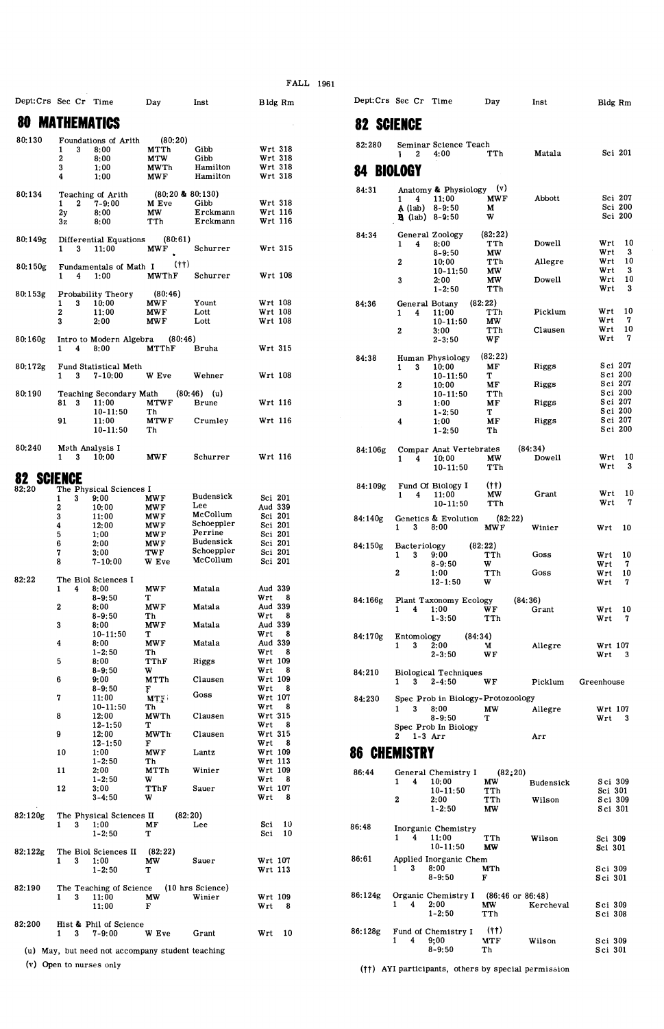FALL 1961

## 80 MATHEMATICS

| Dept:Crs | Sec | Cr | Time | Day | Inst | Bldg Rm |
|---|---|---|---|---|---|---|
| 80:130 | Foundations of Arith (80:20) | | | | | |
| | 1 | 3 | 8:00 | MTTh | Gibb | Wrt 318 |
| | 2 | | 8:00 | MTW | Gibb | Wrt 318 |
| | 3 | | 1:00 | MWTh | Hamilton | Wrt 318 |
| | 4 | | 1:00 | MWF | Hamilton | Wrt 318 |
| 80:134 | Teaching of Arith (80:20 & 80:130) | | | | | |
| | 1 | 2 | 7-9:00 | M Eve | Gibb | Wrt 318 |
| | 2y | | 8:00 | MW | Erckmann | Wrt 116 |
| | 3z | | 8:00 | TTh | Erckmann | Wrt 116 |
| 80:149g | Differential Equations (80:61) | | | | | |
| | 1 | 3 | 11:00 | MWF | Schurrer | Wrt 315 |
| 80:150g | Fundamentals of Math I (††) | | | | | |
| | 1 | 4 | 1:00 | MWThF | Schurrer | Wrt 108 |
| 80:153g | Probability Theory (80:46) | | | | | |
| | 1 | 3 | 10:00 | MWF | Yount | Wrt 108 |
| | 2 | | 11:00 | MWF | Lott | Wrt 108 |
| | 3 | | 2:00 | MWF | Lott | Wrt 108 |
| 80:160g | Intro to Modern Algebra (80:46) | | | | | |
| | 1 | 4 | 8:00 | MTThF | Bruha | Wrt 315 |
| 80:172g | Fund Statistical Meth | | | | | |
| | 1 | 3 | 7-10:00 | W Eve | Wehner | Wrt 108 |
| 80:190 | Teaching Secondary Math (80:46) (u) | | | | | |
| | 81 | 3 | 11:00 | MTWF | Brune | Wrt 116 |
| | | | 10-11:50 | Th | | |
| | 91 | | 11:00 | MTWF | Crumley | Wrt 116 |
| | | | 10-11:50 | Th | | |
| 80:240 | Math Analysis I | | | | | |
| | 1 | 3 | 10:00 | MWF | Schurrer | Wrt 116 |

## 82 SCIENCE

| Dept:Crs | Sec | Cr | Time | Day | Inst | Bldg Rm |
|---|---|---|---|---|---|---|
| 82:20 | The Physical Sciences I | | | | | |
| | 1 | 3 | 9:00 | MWF | Budensick | Sci 201 |
| | 2 | | 10:00 | MWF | Lee | Aud 339 |
| | 3 | | 11:00 | MWF | McCollum | Sci 201 |
| | 4 | | 12:00 | MWF | Schoeppler | Sci 201 |
| | 5 | | 1:00 | MWF | Perrine | Sci 201 |
| | 6 | | 2:00 | MWF | Budensick | Sci 201 |
| | 7 | | 3:00 | TWF | Schoeppler | Sci 201 |
| | 8 | | 7-10:00 | W Eve | McCollum | Sci 201 |
| 82:22 | The Biol Sciences I | | | | | |
| | 1 | 4 | 8:00 | MWF | Matala | Aud 339 |
| | | | 8-9:50 | T | | Wrt 8 |
| | 2 | | 8:00 | MWF | Matala | Aud 339 |
| | | | 8-9:50 | Th | | Wrt 8 |
| | 3 | | 8:00 | MWF | Matala | Aud 339 |
| | | | 10-11:50 | T | | Wrt 8 |
| | 4 | | 8:00 | MWF | Matala | Aud 339 |
| | | | 1-2:50 | Th | | Wrt 8 |
| | 5 | | 8:00 | TThF | Riggs | Wrt 109 |
| | | | 8-9:50 | W | | Wrt 8 |
| | 6 | | 9:00 | MTTh | Clausen | Wrt 109 |
| | | | 8-9:50 | F | | Wrt 8 |
| | 7 | | 11:00 | MTF | Goss | Wrt 107 |
| | | | 10-11:50 | Th | | Wrt 8 |
| | 8 | | 12:00 | MWTh | Clausen | Wrt 315 |
| | | | 12-1:50 | T | | Wrt 8 |
| | 9 | | 12:00 | MWTh | Clausen | Wrt 315 |
| | | | 12-1:50 | F | | Wrt 8 |
| | 10 | | 1:00 | MWF | Lantz | Wrt 109 |
| | | | 1-2:50 | Th | | Wrt 113 |
| | 11 | | 2:00 | MTTh | Winier | Wrt 109 |
| | | | 1-2:50 | W | | Wrt 8 |
| | 12 | | 3:00 | TThF | Sauer | Wrt 107 |
| | | | 3-4:50 | W | | Wrt 8 |
| 82:120g | The Physical Sciences II (82:20) | | | | | |
| | 1 | 3 | 1:00 | MF | Lee | Sci 10 |
| | | | 1-2:50 | T | | Sci 10 |
| 82:122g | The Biol Sciences II (82:22) | | | | | |
| | 1 | 3 | 1:00 | MW | Sauer | Wrt 107 |
| | | | 1-2:50 | T | | Wrt 113 |
| 82:190 | The Teaching of Science (10 hrs Science) | | | | | |
| | 1 | 3 | 11:00 | MW | Winier | Wrt 109 |
| | | | 11:00 | F | | Wrt 8 |
| 82:200 | Hist & Phil of Science | | | | | |
| | 1 | 3 | 7-9:00 | W Eve | Grant | Wrt 10 |
| 82:280 | Seminar Science Teach | | | | | |
| | 1 | 2 | 4:00 | TTh | Matala | Sci 201 |

(u) May, but need not accompany student teaching

(v) Open to nurses only

## 84 BIOLOGY

| Dept:Crs | Sec | Cr | Time | Day | Inst | Bldg Rm |
|---|---|---|---|---|---|---|
| 84:31 | Anatomy & Physiology (v) | | | | | |
| | 1 | 4 | 11:00 | MWF | Abbott | Sci 207 |
| | A (lab) | | 8-9:50 | M | | Sci 200 |
| | B (lab) | | 8-9:50 | W | | Sci 200 |
| 84:34 | General Zoology (82:22) | | | | | |
| | 1 | 4 | 8:00 | TTh | Dowell | Wrt 10 |
| | | | 8-9:50 | MW | | Wrt 3 |
| | 2 | | 10:00 | TTh | Allegre | Wrt 10 |
| | | | 10-11:50 | MW | | Wrt 3 |
| | 3 | | 2:00 | MW | Dowell | Wrt 10 |
| | | | 1-2:50 | TTh | | Wrt 3 |
| 84:36 | General Botany (82:22) | | | | | |
| | 1 | 4 | 11:00 | TTh | Picklum | Wrt 10 |
| | | | 10-11:50 | MW | | Wrt 7 |
| | 2 | | 3:00 | TTh | Clausen | Wrt 10 |
| | | | 2-3:50 | WF | | Wrt 7 |
| 84:38 | Human Physiology (82:22) | | | | | |
| | 1 | 3 | 10:00 | MF | Riggs | Sci 207 |
| | | | 10-11:50 | T | | Sci 200 |
| | 2 | | 10:00 | MF | Riggs | Sci 207 |
| | | | 10-11:50 | TTh | | Sci 200 |
| | 3 | | 1:00 | MF | Riggs | Sci 207 |
| | | | 1-2:50 | T | | Sci 200 |
| | 4 | | 1:00 | MF | Riggs | Sci 207 |
| | | | 1-2:50 | Th | | Sci 200 |
| 84:106g | Compar Anat Vertebrates (84:34) | | | | | |
| | 1 | 4 | 10:00 | MW | Dowell | Wrt 10 |
| | | | 10-11:50 | TTh | | Wrt 3 |
| 84:109g | Fund Of Biology I (††) | | | | | |
| | 1 | 4 | 11:00 | MW | Grant | Wrt 10 |
| | | | 10-11:50 | TTh | | Wrt 7 |
| 84:140g | Genetics & Evolution (82:22) | | | | | |
| | 1 | 3 | 8:00 | MWF | Winier | Wrt 10 |
| 84:150g | Bacteriology (82:22) | | | | | |
| | 1 | 3 | 9:00 | TTh | Goss | Wrt 10 |
| | | | 8-9:50 | W | | Wrt 7 |
| | 2 | | 1:00 | TTh | Goss | Wrt 10 |
| | | | 12-1:50 | W | | Wrt 7 |
| 84:166g | Plant Taxonomy Ecology (84:36) | | | | | |
| | 1 | 4 | 1:00 | WF | Grant | Wrt 10 |
| | | | 1-3:50 | TTh | | Wrt 7 |
| 84:170g | Entomology (84:34) | | | | | |
| | 1 | 3 | 2:00 | M | Allegre | Wrt 107 |
| | | | 2-3:50 | WF | | Wrt 3 |
| 84:210 | Biological Techniques | | | | | |
| | 1 | 3 | 2-4:50 | WF | Picklum | Greenhouse |
| 84:230 | Spec Prob in Biology-Protozoology | | | | | |
| | 1 | 3 | 8:00 | MW | Allegre | Wrt 107 |
| | | | 8-9:50 | T | | Wrt 3 |
| | Spec Prob In Biology | | | | | |
| | 2 | 1-3 | Arr | | Arr | |

## 86 CHEMISTRY

| Dept:Crs | Sec | Cr | Time | Day | Inst | Bldg Rm |
|---|---|---|---|---|---|---|
| 86:44 | General Chemistry I (82:20) | | | | | |
| | 1 | 4 | 10:00 | MW | Budensick | Sci 309 |
| | | | 10-11:50 | TTh | | Sci 301 |
| | 2 | | 2:00 | TTh | Wilson | Sci 309 |
| | | | 1-2:50 | MW | | Sci 301 |
| 86:48 | Inorganic Chemistry | | | | | |
| | 1 | 4 | 11:00 | TTh | Wilson | Sci 309 |
| | | | 10-11:50 | MW | | Sci 301 |
| 86:61 | Applied Inorganic Chem | | | | | |
| | 1 | 3 | 8:00 | MTh | | Sci 309 |
| | | | 8-9:50 | F | | Sci 301 |
| 86:124g | Organic Chemistry I (86:46 or 86:48) | | | | | |
| | 1 | 4 | 2:00 | MW | Kercheval | Sci 309 |
| | | | 1-2:50 | TTh | | Sci 308 |
| 86:128g | Fund of Chemistry I (††) | | | | | |
| | 1 | 4 | 9:00 | MTF | Wilson | Sci 309 |
| | | | 8-9:50 | Th | | Sci 301 |

(††) AYI participants, others by special permission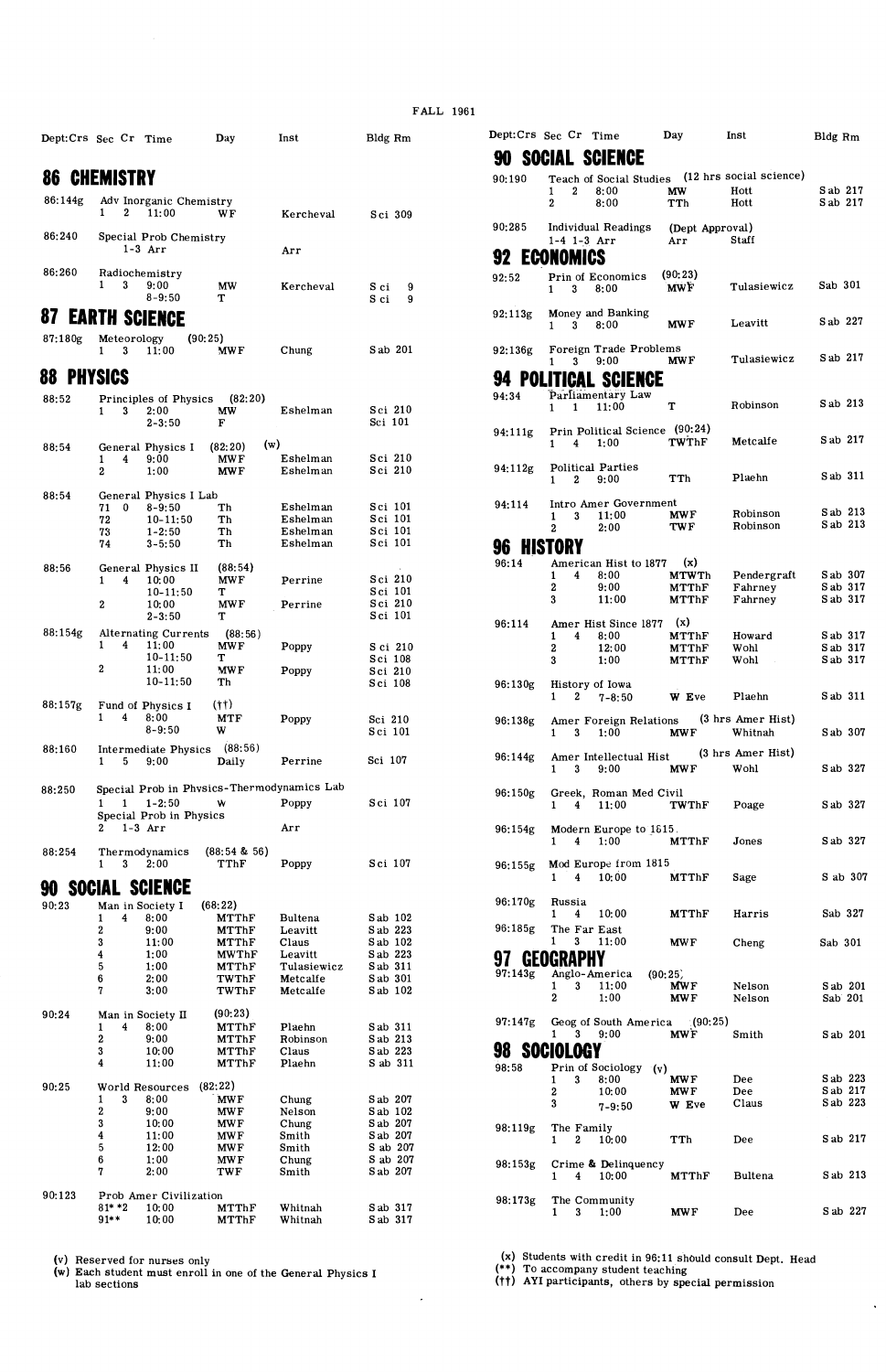FALL 1961

| Dept:Crs | Sec | Cr | Time | Day | Inst | Bldg Rm |
|---|---|---|---|---|---|---|

## 86 CHEMISTRY

| Dept:Crs | Sec | Cr | Time | Day | Inst | Bldg Rm |
|---|---|---|---|---|---|---|
| 86:144g | Adv Inorganic Chemistry | | | | | |
| | 1 | 2 | 11:00 | WF | Kercheval | Sci 309 |
| 86:240 | Special Prob Chemistry | | | | | |
| | | 1-3 | Arr | | Arr | |
| 86:260 | Radiochemistry | | | | | |
| | 1 | 3 | 9:00 | MW | Kercheval | Sci 9 |
| | | | 8-9:50 | T | | Sci 9 |

## 87 EARTH SCIENCE

| Dept:Crs | Sec | Cr | Time | Day | Inst | Bldg Rm |
|---|---|---|---|---|---|---|
| 87:180g | Meteorology (90:25) | | | | | |
| | 1 | 3 | 11:00 | MWF | Chung | Sab 201 |

## 88 PHYSICS

| Dept:Crs | Sec | Cr | Time | Day | Inst | Bldg Rm |
|---|---|---|---|---|---|---|
| 88:52 | Principles of Physics (82:20) | | | | | |
| | 1 | 3 | 2:00 | MW | Eshelman | Sci 210 |
| | | | 2-3:50 | F | | Sci 101 |
| 88:54 | General Physics I (82:20) (w) | | | | | |
| | 1 | 4 | 9:00 | MWF | Eshelman | Sci 210 |
| | 2 | | 1:00 | MWF | Eshelman | Sci 210 |
| 88:54 | General Physics I Lab | | | | | |
| | 71 | 0 | 8-9:50 | Th | Eshelman | Sci 101 |
| | 72 | | 10-11:50 | Th | Eshelman | Sci 101 |
| | 73 | | 1-2:50 | Th | Eshelman | Sci 101 |
| | 74 | | 3-5:50 | Th | Eshelman | Sci 101 |
| 88:56 | General Physics II (88:54) | | | | | |
| | 1 | 4 | 10:00 | MWF | Perrine | Sci 210 |
| | | | 10-11:50 | T | | Sci 101 |
| | 2 | | 10:00 | MWF | Perrine | Sci 210 |
| | | | 2-3:50 | T | | Sci 101 |
| 88:154g | Alternating Currents (88:56) | | | | | |
| | 1 | 4 | 11:00 | MWF | Poppy | Sci 210 |
| | | | 10-11:50 | T | | Sci 108 |
| | 2 | | 11:00 | MWF | Poppy | Sci 210 |
| | | | 10-11:50 | Th | | Sci 108 |
| 88:157g | Fund of Physics I (††) | | | | | |
| | 1 | 4 | 8:00 | MTF | Poppy | Sci 210 |
| | | | 8-9:50 | W | | Sci 101 |
| 88:160 | Intermediate Physics (88:56) | | | | | |
| | 1 | 5 | 9:00 | Daily | Perrine | Sci 107 |
| 88:250 | Special Prob in Physics-Thermodynamics Lab | | | | | |
| | 1 | 1 | 1-2:50 | W | Poppy | Sci 107 |
| | Special Prob in Physics | | | | | |
| | 2 | 1-3 | Arr | | Arr | |
| 88:254 | Thermodynamics (88:54 & 56) | | | | | |
| | 1 | 3 | 2:00 | TThF | Poppy | Sci 107 |

## 90 SOCIAL SCIENCE

| Dept:Crs | Sec | Cr | Time | Day | Inst | Bldg Rm |
|---|---|---|---|---|---|---|
| 90:23 | Man in Society I (68:22) | | | | | |
| | 1 | 4 | 8:00 | MTThF | Bultena | Sab 102 |
| | 2 | | 9:00 | MTThF | Leavitt | Sab 223 |
| | 3 | | 11:00 | MTThF | Claus | Sab 102 |
| | 4 | | 1:00 | MWThF | Leavitt | Sab 223 |
| | 5 | | 1:00 | MTThF | Tulasiewicz | Sab 311 |
| | 6 | | 2:00 | TWThF | Metcalfe | Sab 301 |
| | 7 | | 3:00 | TWThF | Metcalfe | Sab 102 |
| 90:24 | Man in Society II (90:23) | | | | | |
| | 1 | 4 | 8:00 | MTThF | Plaehn | Sab 311 |
| | 2 | | 9:00 | MTThF | Robinson | Sab 213 |
| | 3 | | 10:00 | MTThF | Claus | Sab 223 |
| | 4 | | 11:00 | MTThF | Plaehn | Sab 311 |
| 90:25 | World Resources (82:22) | | | | | |
| | 1 | 3 | 8:00 | MWF | Chung | Sab 207 |
| | 2 | | 9:00 | MWF | Nelson | Sab 102 |
| | 3 | | 10:00 | MWF | Chung | Sab 207 |
| | 4 | | 11:00 | MWF | Smith | Sab 207 |
| | 5 | | 12:00 | MWF | Smith | Sab 207 |
| | 6 | | 1:00 | MWF | Chung | Sab 207 |
| | 7 | | 2:00 | TWF | Smith | Sab 207 |
| 90:123 | Prob Amer Civilization | | | | | |
| | 81* | *2 | 10:00 | MTThF | Whitnah | Sab 317 |
| | 91** | | 10:00 | MTThF | Whitnah | Sab 317 |

(v) Reserved for nurses only
(w) Each student must enroll in one of the General Physics I lab sections

## 90 SOCIAL SCIENCE

| Dept:Crs | Sec | Cr | Time | Day | Inst | Bldg Rm |
|---|---|---|---|---|---|---|
| 90:190 | Teach of Social Studies (12 hrs social science) | | | | | |
| | 1 | 2 | 8:00 | MW | Hott | Sab 217 |
| | 2 | | 8:00 | TTh | Hott | Sab 217 |
| 90:285 | Individual Readings (Dept Approval) | | | | | |
| | 1-4 | 1-3 | Arr | Arr | Staff | |

## 92 ECONOMICS

| Dept:Crs | Sec | Cr | Time | Day | Inst | Bldg Rm |
|---|---|---|---|---|---|---|
| 92:52 | Prin of Economics (90:23) | | | | | |
| | 1 | 3 | 8:00 | MWF | Tulasiewicz | Sab 301 |
| 92:113g | Money and Banking | | | | | |
| | 1 | 3 | 8:00 | MWF | Leavitt | Sab 227 |
| 92:136g | Foreign Trade Problems | | | | | |
| | 1 | 3 | 9:00 | MWF | Tulasiewicz | Sab 217 |

## 94 POLITICAL SCIENCE

| Dept:Crs | Sec | Cr | Time | Day | Inst | Bldg Rm |
|---|---|---|---|---|---|---|
| 94:34 | Parliamentary Law | | | | | |
| | 1 | 1 | 11:00 | T | Robinson | Sab 213 |
| 94:111g | Prin Political Science (90:24) | | | | | |
| | 1 | 4 | 1:00 | TWThF | Metcalfe | Sab 217 |
| 94:112g | Political Parties | | | | | |
| | 1 | 2 | 9:00 | TTh | Plaehn | Sab 311 |
| 94:114 | Intro Amer Government | | | | | |
| | 1 | 3 | 11:00 | MWF | Robinson | Sab 213 |
| | 2 | | 2:00 | TWF | Robinson | Sab 213 |

## 96 HISTORY

| Dept:Crs | Sec | Cr | Time | Day | Inst | Bldg Rm |
|---|---|---|---|---|---|---|
| 96:14 | American Hist to 1877 (x) | | | | | |
| | 1 | 4 | 8:00 | MTWTh | Pendergraft | Sab 307 |
| | 2 | | 9:00 | MTThF | Fahrney | Sab 317 |
| | 3 | | 11:00 | MTThF | Fahrney | Sab 317 |
| 96:114 | Amer Hist Since 1877 (x) | | | | | |
| | 1 | 4 | 8:00 | MTThF | Howard | Sab 317 |
| | 2 | | 12:00 | MTThF | Wohl | Sab 317 |
| | 3 | | 1:00 | MTThF | Wohl | Sab 317 |
| 96:130g | History of Iowa | | | | | |
| | 1 | 2 | 7-8:50 | W Eve | Plaehn | Sab 311 |
| 96:138g | Amer Foreign Relations (3 hrs Amer Hist) | | | | | |
| | 1 | 3 | 1:00 | MWF | Whitnah | Sab 307 |
| 96:144g | Amer Intellectual Hist (3 hrs Amer Hist) | | | | | |
| | 1 | 3 | 9:00 | MWF | Wohl | Sab 327 |
| 96:150g | Greek, Roman Med Civil | | | | | |
| | 1 | 4 | 11:00 | TWThF | Poage | Sab 327 |
| 96:154g | Modern Europe to 1615 | | | | | |
| | 1 | 4 | 1:00 | MTThF | Jones | Sab 327 |
| 96:155g | Mod Europe from 1815 | | | | | |
| | 1 | 4 | 10:00 | MTThF | Sage | Sab 307 |
| 96:170g | Russia | | | | | |
| | 1 | 4 | 10:00 | MTThF | Harris | Sab 327 |
| 96:185g | The Far East | | | | | |
| | 1 | 3 | 11:00 | MWF | Cheng | Sab 301 |

## 97 GEOGRAPHY

| Dept:Crs | Sec | Cr | Time | Day | Inst | Bldg Rm |
|---|---|---|---|---|---|---|
| 97:143g | Anglo-America (90:25) | | | | | |
| | 1 | 3 | 11:00 | MWF | Nelson | Sab 201 |
| | 2 | | 1:00 | MWF | Nelson | Sab 201 |
| 97:147g | Geog of South America (90:25) | | | | | |
| | 1 | 3 | 9:00 | MWF | Smith | Sab 201 |

## 98 SOCIOLOGY

| Dept:Crs | Sec | Cr | Time | Day | Inst | Bldg Rm |
|---|---|---|---|---|---|---|
| 98:58 | Prin of Sociology (v) | | | | | |
| | 1 | 3 | 8:00 | MWF | Dee | Sab 223 |
| | 2 | | 10:00 | MWF | Dee | Sab 217 |
| | 3 | | 7-9:50 | W Eve | Claus | Sab 223 |
| 98:119g | The Family | | | | | |
| | 1 | 2 | 10:00 | TTh | Dee | Sab 217 |
| 98:153g | Crime & Delinquency | | | | | |
| | 1 | 4 | 10:00 | MTThF | Bultena | Sab 213 |
| 98:173g | The Community | | | | | |
| | 1 | 3 | 1:00 | MWF | Dee | Sab 227 |

(x) Students with credit in 96:11 should consult Dept. Head
(**) To accompany student teaching
(††) AYI participants, others by special permission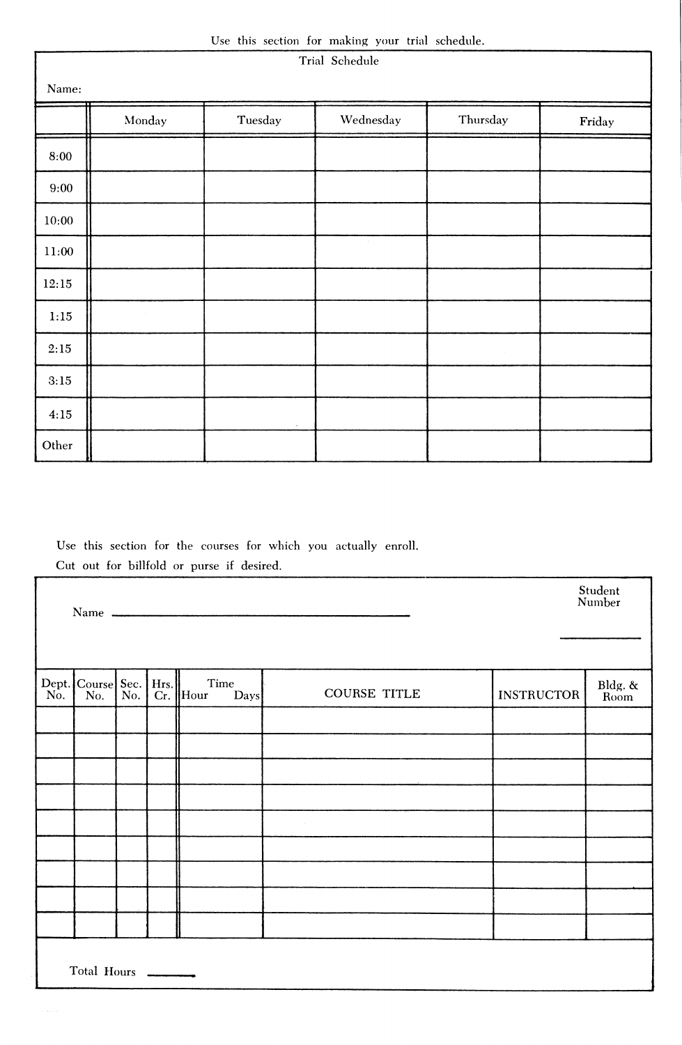Use this section for making your trial schedule.

**Trial Schedule**

Name:

| | Monday | Tuesday | Wednesday | Thursday | Friday |
|---|---|---|---|---|---|
| 8:00 | | | | | |
| 9:00 | | | | | |
| 10:00 | | | | | |
| 11:00 | | | | | |
| 12:15 | | | | | |
| 1:15 | | | | | |
| 2:15 | | | | | |
| 3:15 | | | | | |
| 4:15 | | | | | |
| Other | | | | | |

Use this section for the courses for which you actually enroll.

Cut out for billfold or purse if desired.

Name ______________________________

Student Number ____________

| Dept. No. | Course No. | Sec. No. | Hrs. Cr. | Time Hour Days | COURSE TITLE | INSTRUCTOR | Bldg. & Room |
|---|---|---|---|---|---|---|---|
| | | | | | | | |
| | | | | | | | |
| | | | | | | | |
| | | | | | | | |
| | | | | | | | |
| | | | | | | | |
| | | | | | | | |
| | | | | | | | |
| | | | | | | | |

Total Hours ______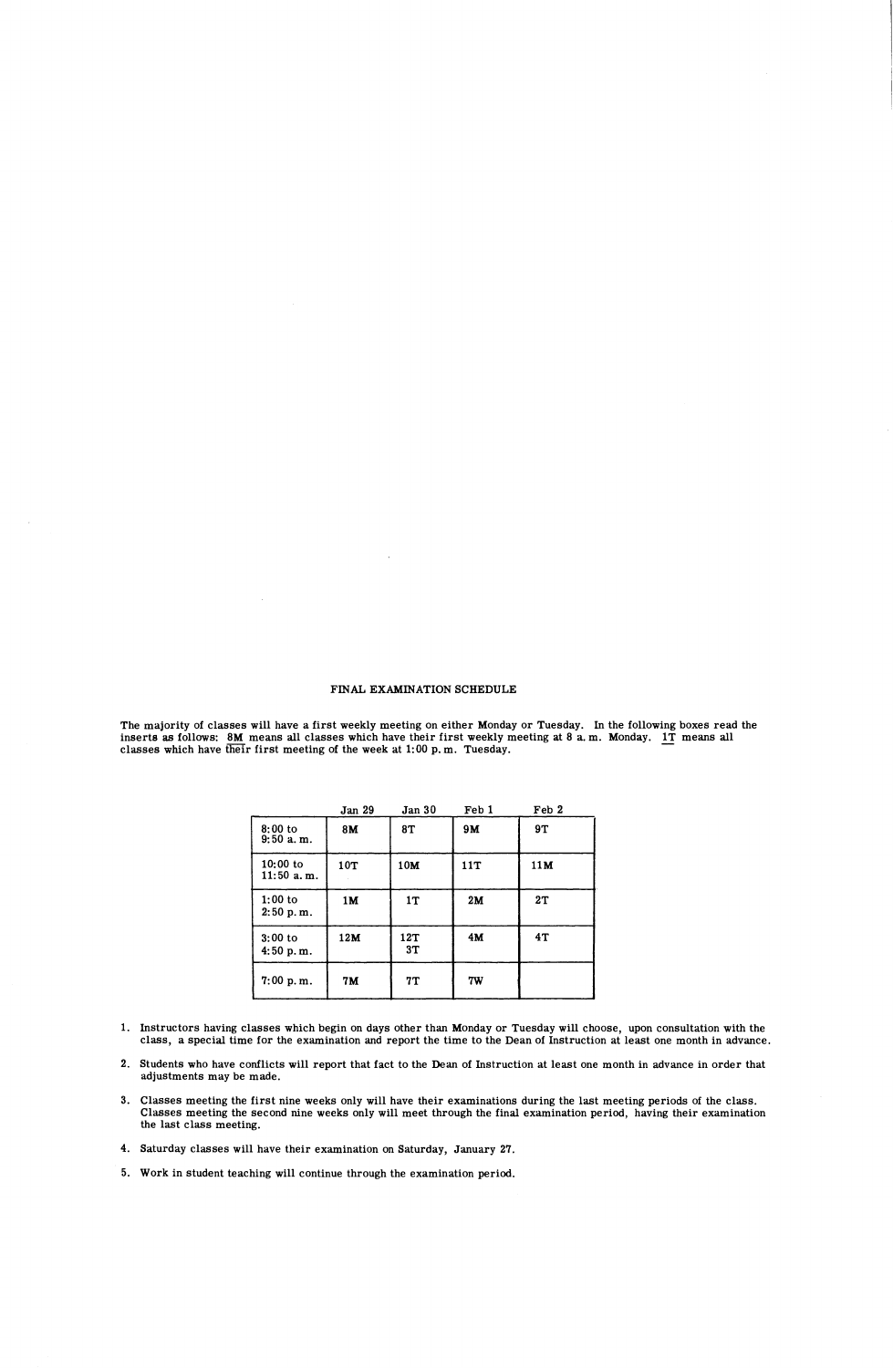# FINAL EXAMINATION SCHEDULE

The majority of classes will have a first weekly meeting on either Monday or Tuesday. In the following boxes read the inserts as follows: 8M means all classes which have their first weekly meeting at 8 a.m. Monday. 1T means all classes which have their first meeting of the week at 1:00 p.m. Tuesday.

| | Jan 29 | Jan 30 | Feb 1 | Feb 2 |
|---|---|---|---|---|
| 8:00 to 9:50 a.m. | 8M | 8T | 9M | 9T |
| 10:00 to 11:50 a.m. | 10T | 10M | 11T | 11M |
| 1:00 to 2:50 p.m. | 1M | 1T | 2M | 2T |
| 3:00 to 4:50 p.m. | 12M | 12T 3T | 4M | 4T |
| 7:00 p.m. | 7M | 7T | 7W | |

1. Instructors having classes which begin on days other than Monday or Tuesday will choose, upon consultation with the class, a special time for the examination and report the time to the Dean of Instruction at least one month in advance.
2. Students who have conflicts will report that fact to the Dean of Instruction at least one month in advance in order that adjustments may be made.
3. Classes meeting the first nine weeks only will have their examinations during the last meeting periods of the class. Classes meeting the second nine weeks only will meet through the final examination period, having their examination the last class meeting.
4. Saturday classes will have their examination on Saturday, January 27.
5. Work in student teaching will continue through the examination period.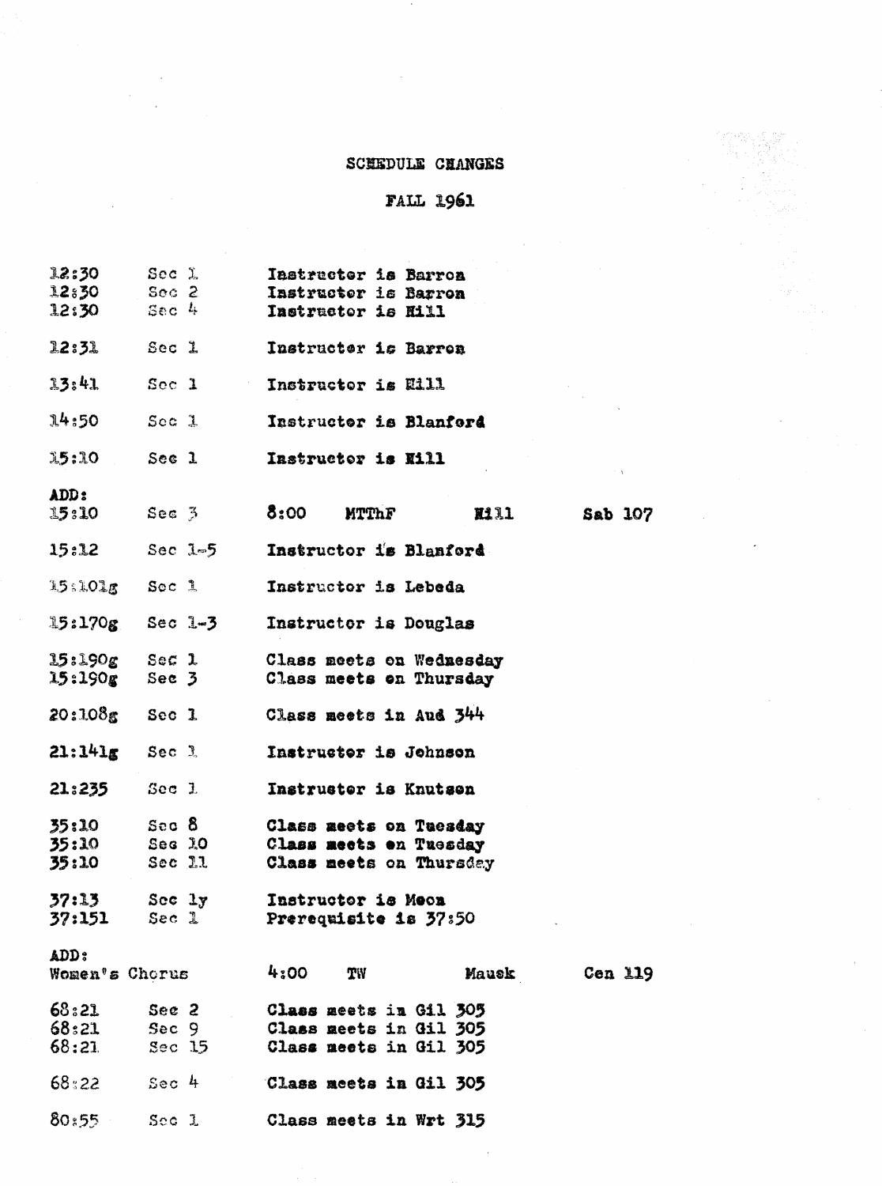# SCHEDULE CHANGES

## FALL 1961

| | | |
|---|---|---|
| 12:30 | Sec 1 | Instructor is Barron |
| 12:30 | Sec 2 | Instructor is Barron |
| 12:30 | Sec 4 | Instructor is Hill |
| 12:31 | Sec 1 | Instructor is Barron |
| 13:41 | Sec 1 | Instructor is Hill |
| 14:50 | Sec 1 | Instructor is Blanford |
| 15:10 | Sec 1 | Instructor is Hill |

**ADD:**

| | | | | | |
|---|---|---|---|---|---|
| 15:10 | Sec 3 | 8:00 | MTThF | Hill | Sab 107 |

| | | |
|---|---|---|
| 15:12 | Sec 1-5 | Instructor is Blanford |
| 15:101g | Sec 1 | Instructor is Lebeda |
| 15:170g | Sec 1-3 | Instructor is Douglas |
| 15:190g | Sec 1 | Class meets on Wednesday |
| 15:190g | Sec 3 | Class meets on Thursday |
| 20:108g | Sec 1 | Class meets in Aud 344 |
| 21:141g | Sec 1 | Instructor is Johnson |
| 21:235 | Sec 1 | Instructor is Knutson |
| 35:10 | Sec 8 | Class meets on Tuesday |
| 35:10 | Sec 10 | Class meets on Tuesday |
| 35:10 | Sec 11 | Class meets on Thursday |
| 37:13 | Sec 1y | Instructor is Moon |
| 37:151 | Sec 1 | Prerequisite is 37:50 |

**ADD:**

| | | | | |
|---|---|---|---|---|
| Women's Chorus | 4:00 | TW | Mauck | Cen 119 |

| | | |
|---|---|---|
| 68:21 | Sec 2 | Class meets in Gil 305 |
| 68:21 | Sec 9 | Class meets in Gil 305 |
| 68:21 | Sec 15 | Class meets in Gil 305 |
| 68:22 | Sec 4 | Class meets in Gil 305 |
| 80:55 | Sec 1 | Class meets in Wrt 315 |